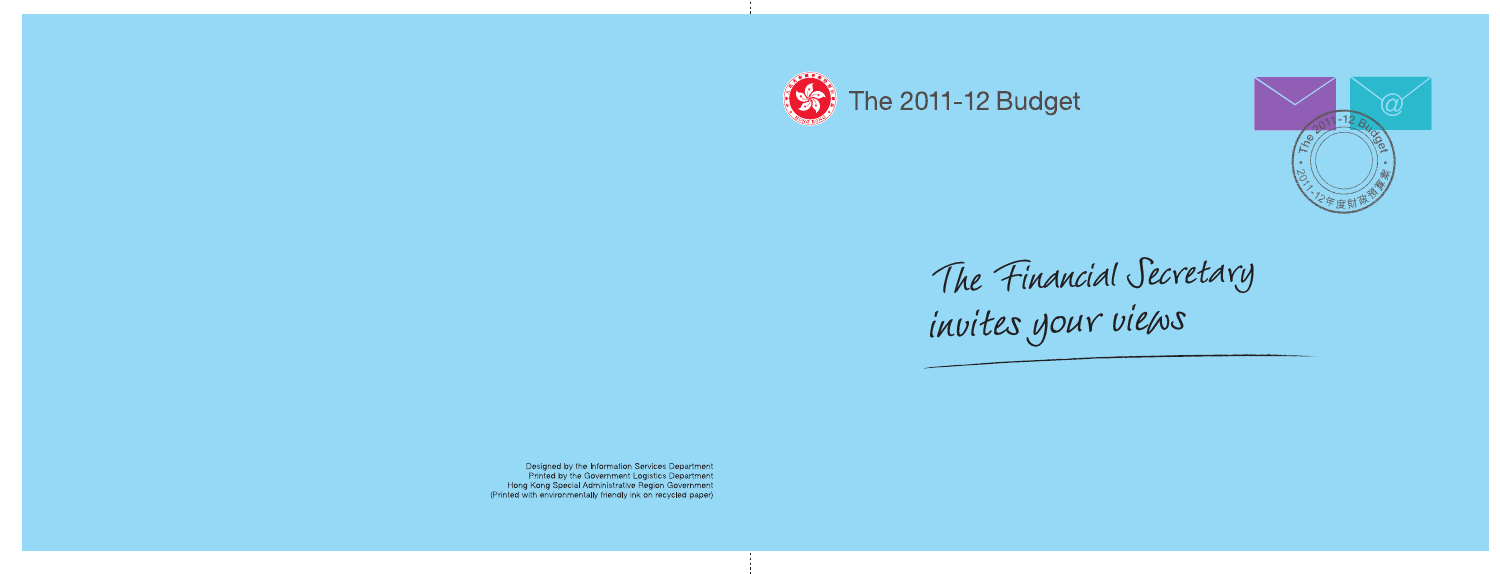# The 2011-12 Budget

## The Financial Secretary invites your views

Designed by the Information Services Department
Printed by the Government Logistics Department
Hong Kong Special Administrative Region Government
(Printed with environmentally friendly ink on recycled paper)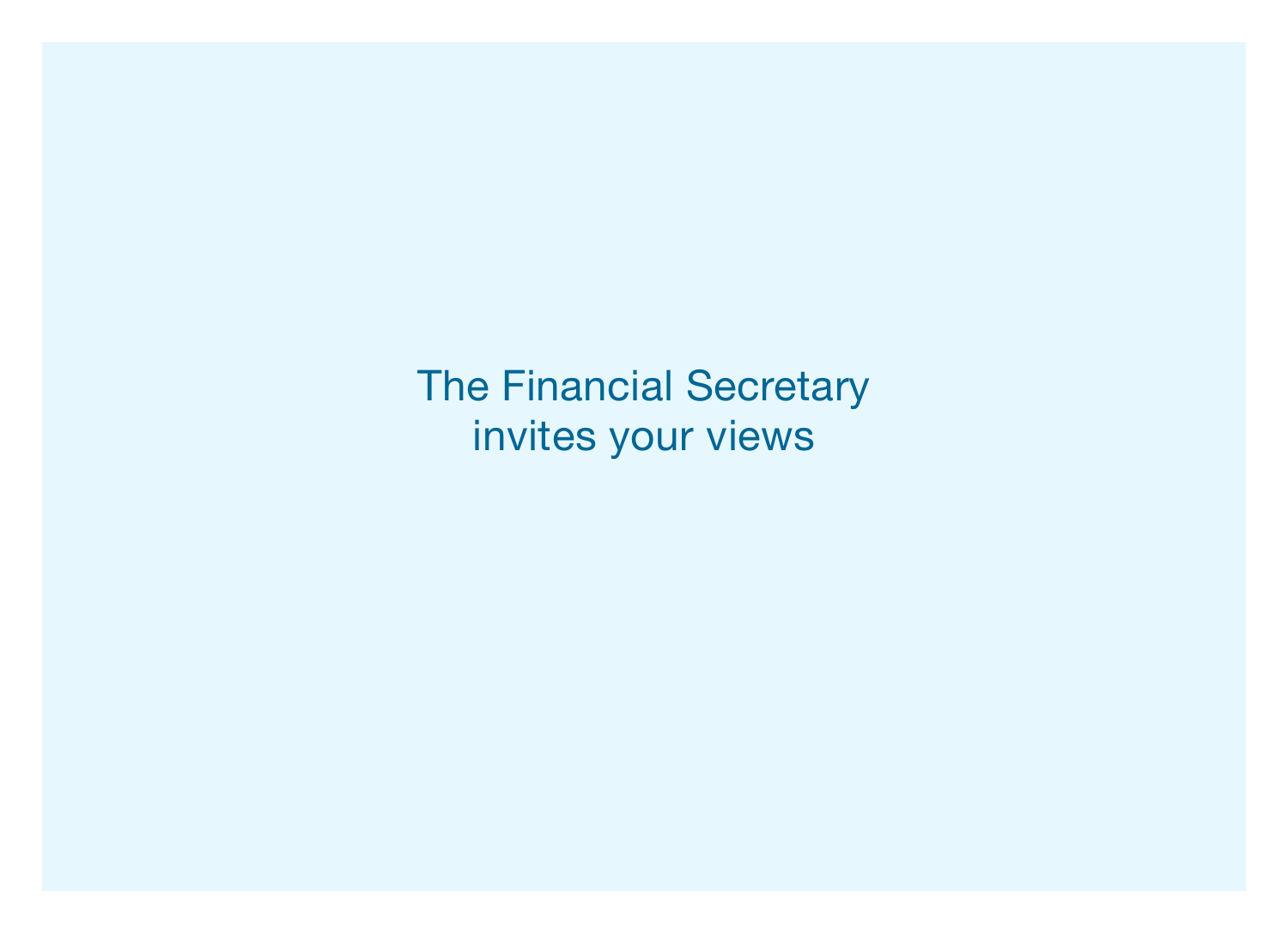The Financial Secretary
invites your views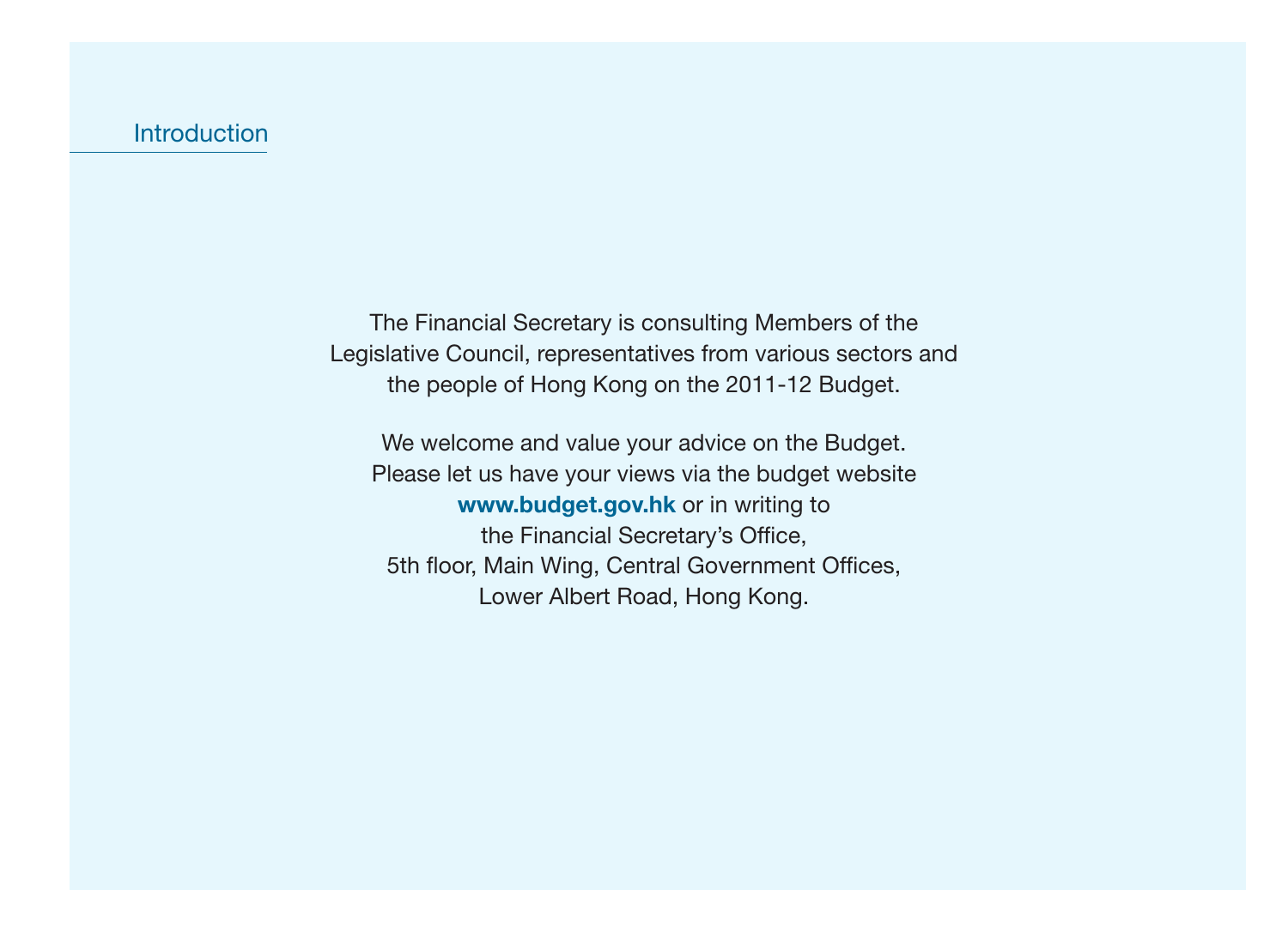# Introduction

The Financial Secretary is consulting Members of the Legislative Council, representatives from various sectors and the people of Hong Kong on the 2011-12 Budget.

We welcome and value your advice on the Budget. Please let us have your views via the budget website **www.budget.gov.hk** or in writing to the Financial Secretary's Office, 5th floor, Main Wing, Central Government Offices, Lower Albert Road, Hong Kong.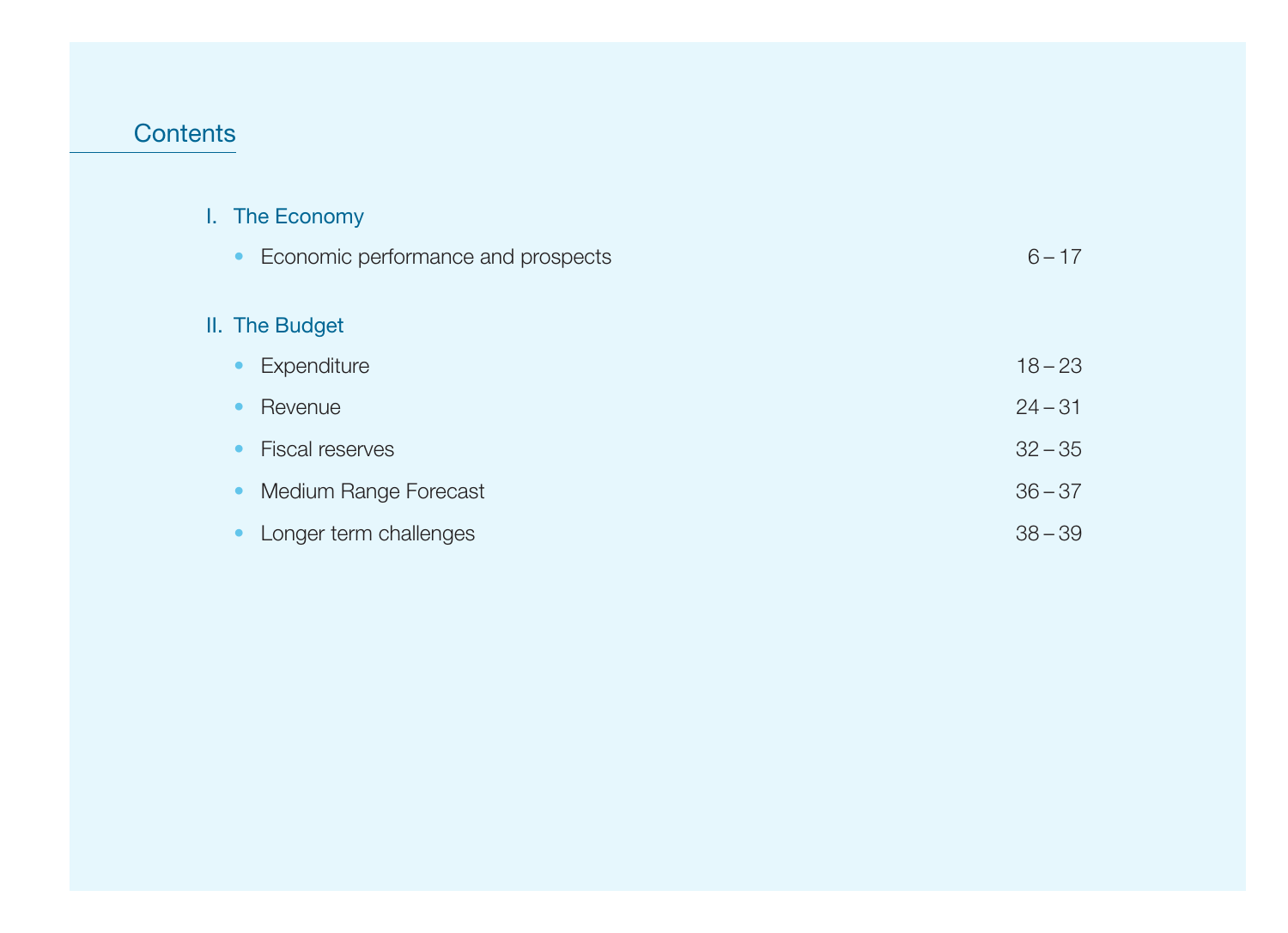# Contents

## I. The Economy

- Economic performance and prospects 6 – 17

## II. The Budget

- Expenditure 18 – 23
- Revenue 24 – 31
- Fiscal reserves 32 – 35
- Medium Range Forecast 36 – 37
- Longer term challenges 38 – 39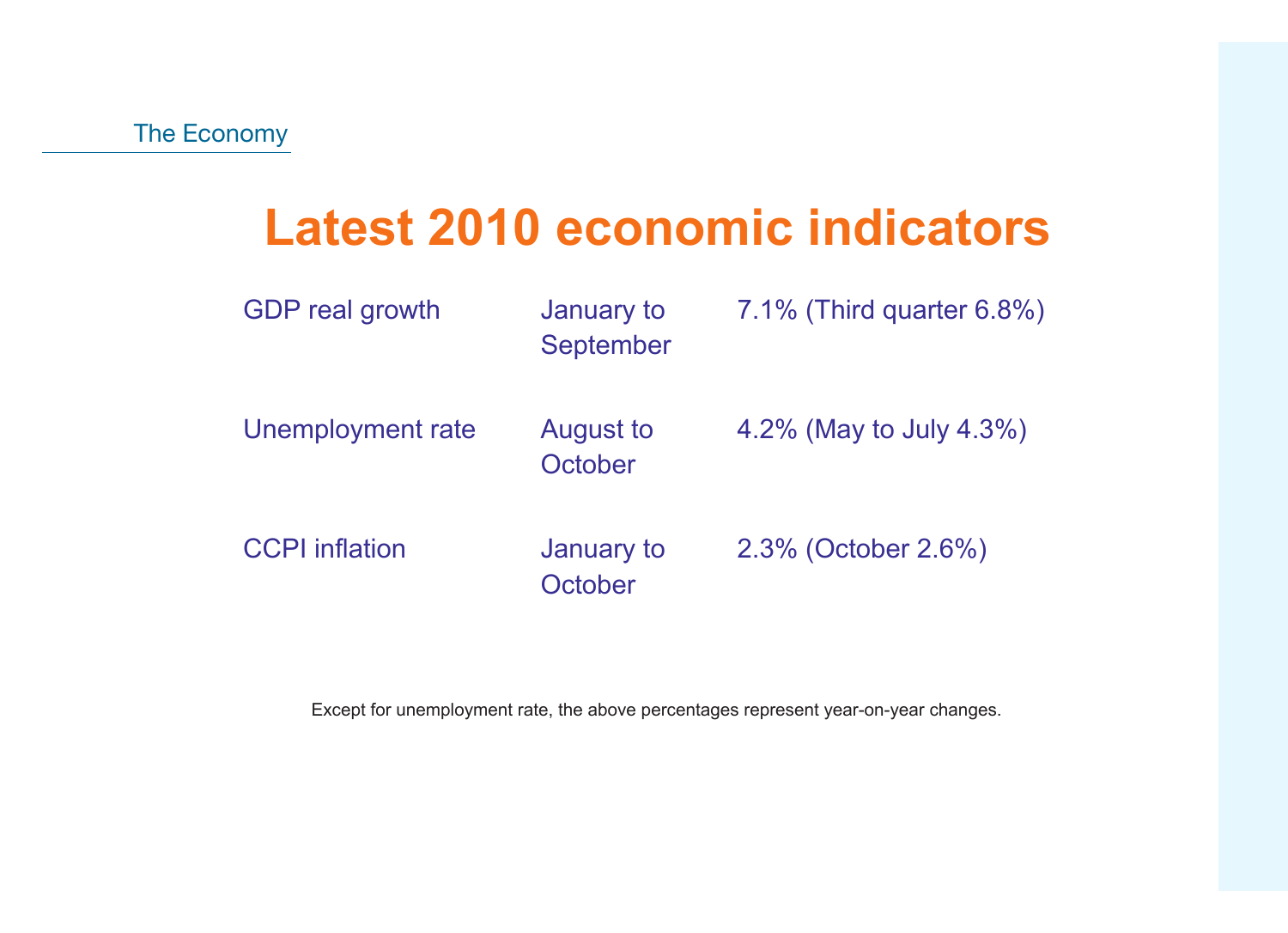The Economy

# Latest 2010 economic indicators

| | | |
|---|---|---|
| GDP real growth | January to September | 7.1% (Third quarter 6.8%) |
| Unemployment rate | August to October | 4.2% (May to July 4.3%) |
| CCPI inflation | January to October | 2.3% (October 2.6%) |

Except for unemployment rate, the above percentages represent year-on-year changes.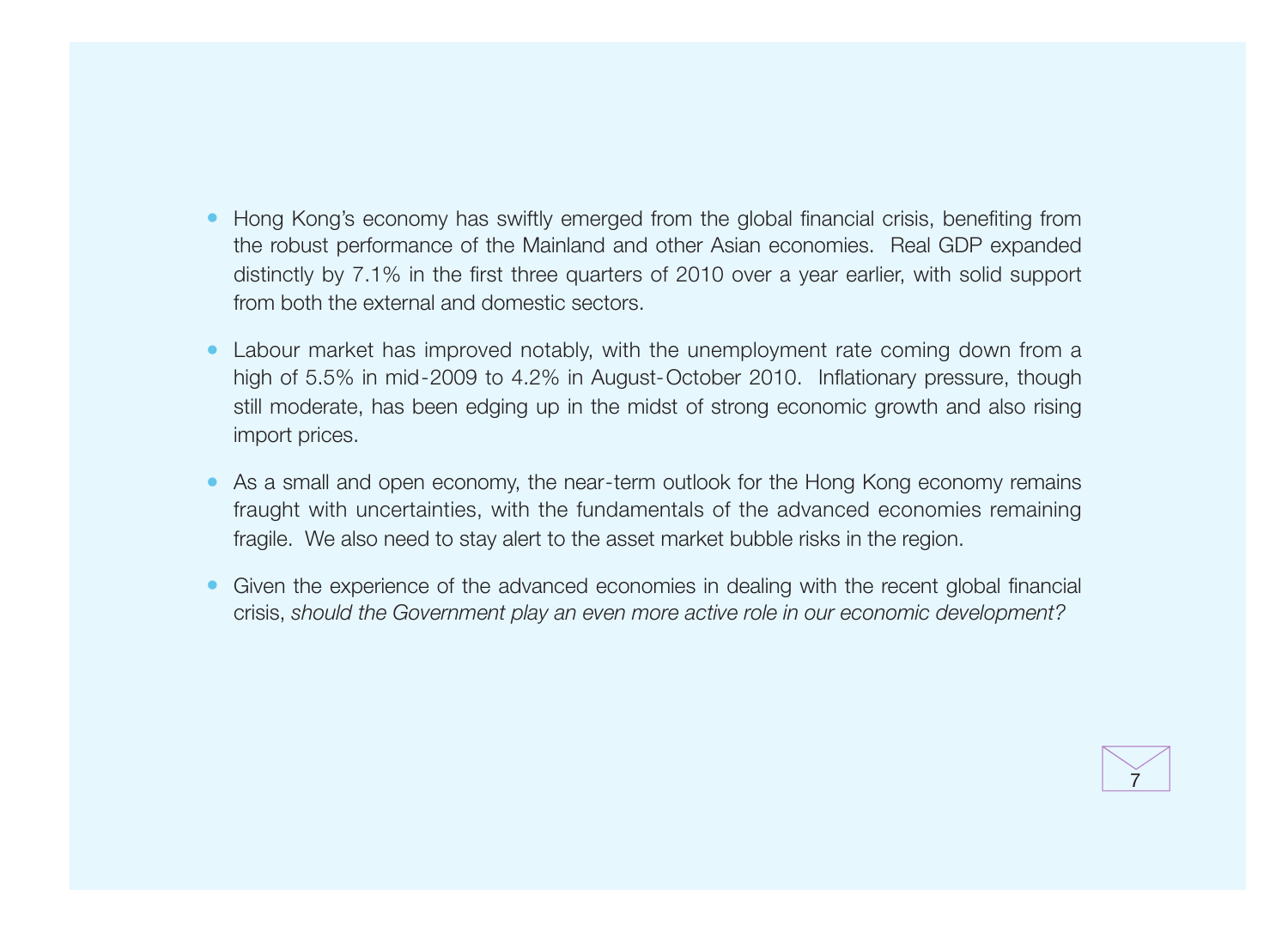- Hong Kong's economy has swiftly emerged from the global financial crisis, benefiting from the robust performance of the Mainland and other Asian economies. Real GDP expanded distinctly by 7.1% in the first three quarters of 2010 over a year earlier, with solid support from both the external and domestic sectors.

- Labour market has improved notably, with the unemployment rate coming down from a high of 5.5% in mid-2009 to 4.2% in August-October 2010. Inflationary pressure, though still moderate, has been edging up in the midst of strong economic growth and also rising import prices.

- As a small and open economy, the near-term outlook for the Hong Kong economy remains fraught with uncertainties, with the fundamentals of the advanced economies remaining fragile. We also need to stay alert to the asset market bubble risks in the region.

- Given the experience of the advanced economies in dealing with the recent global financial crisis, *should the Government play an even more active role in our economic development?*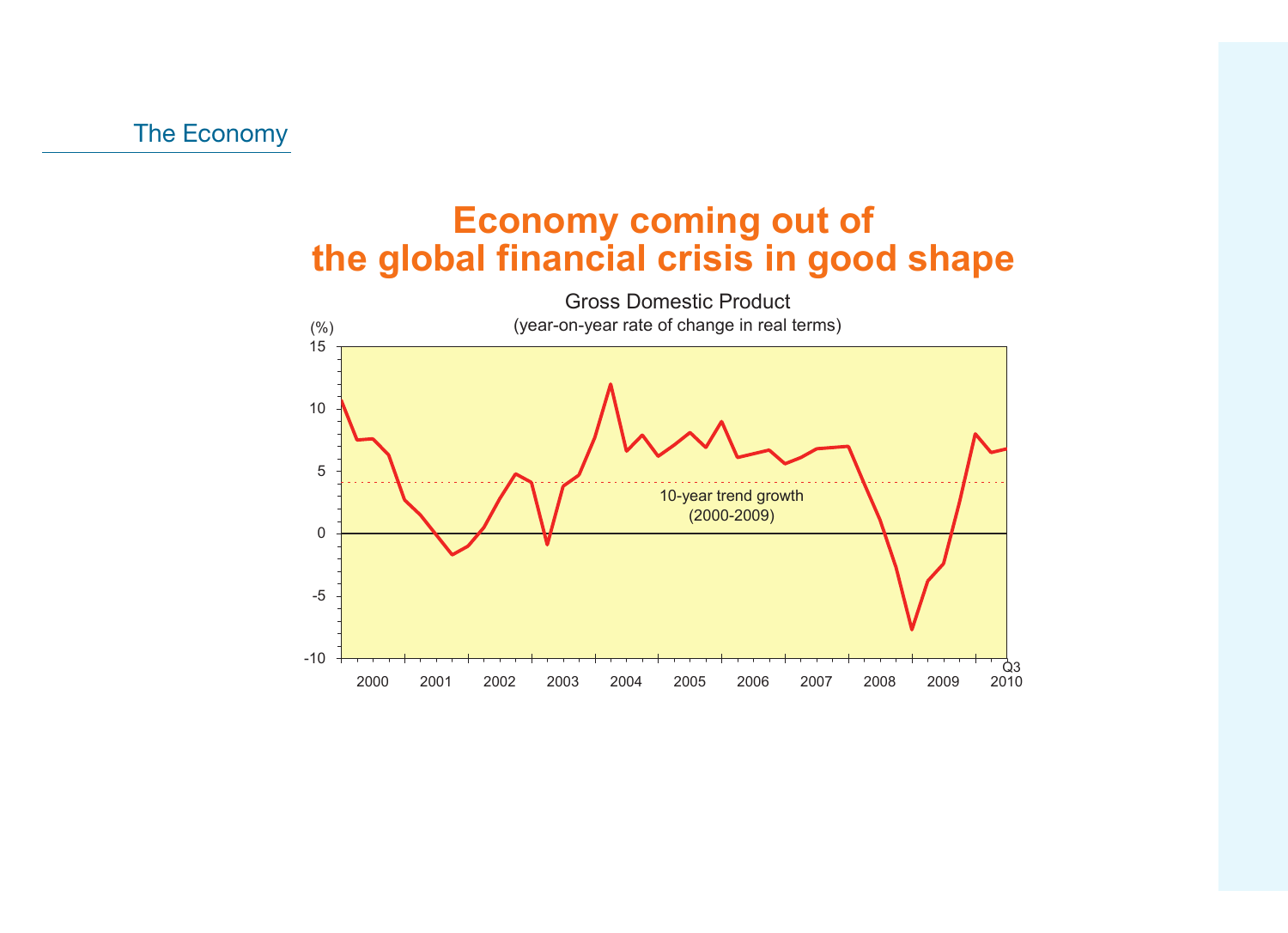# Economy coming out of the global financial crisis in good shape

Gross Domestic Product

(year-on-year rate of change in real terms)

(%)

15

10

5

0

-5

-10

10-year trend growth (2000-2009)

2000 2001 2002 2003 2004 2005 2006 2007 2008 2009 Q3 2010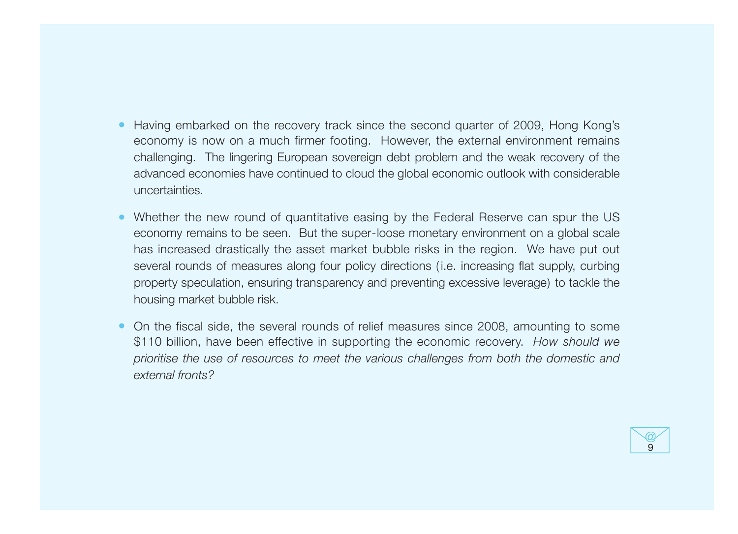- Having embarked on the recovery track since the second quarter of 2009, Hong Kong's economy is now on a much firmer footing. However, the external environment remains challenging. The lingering European sovereign debt problem and the weak recovery of the advanced economies have continued to cloud the global economic outlook with considerable uncertainties.

- Whether the new round of quantitative easing by the Federal Reserve can spur the US economy remains to be seen. But the super-loose monetary environment on a global scale has increased drastically the asset market bubble risks in the region. We have put out several rounds of measures along four policy directions (i.e. increasing flat supply, curbing property speculation, ensuring transparency and preventing excessive leverage) to tackle the housing market bubble risk.

- On the fiscal side, the several rounds of relief measures since 2008, amounting to some $110 billion, have been effective in supporting the economic recovery. *How should we prioritise the use of resources to meet the various challenges from both the domestic and external fronts?*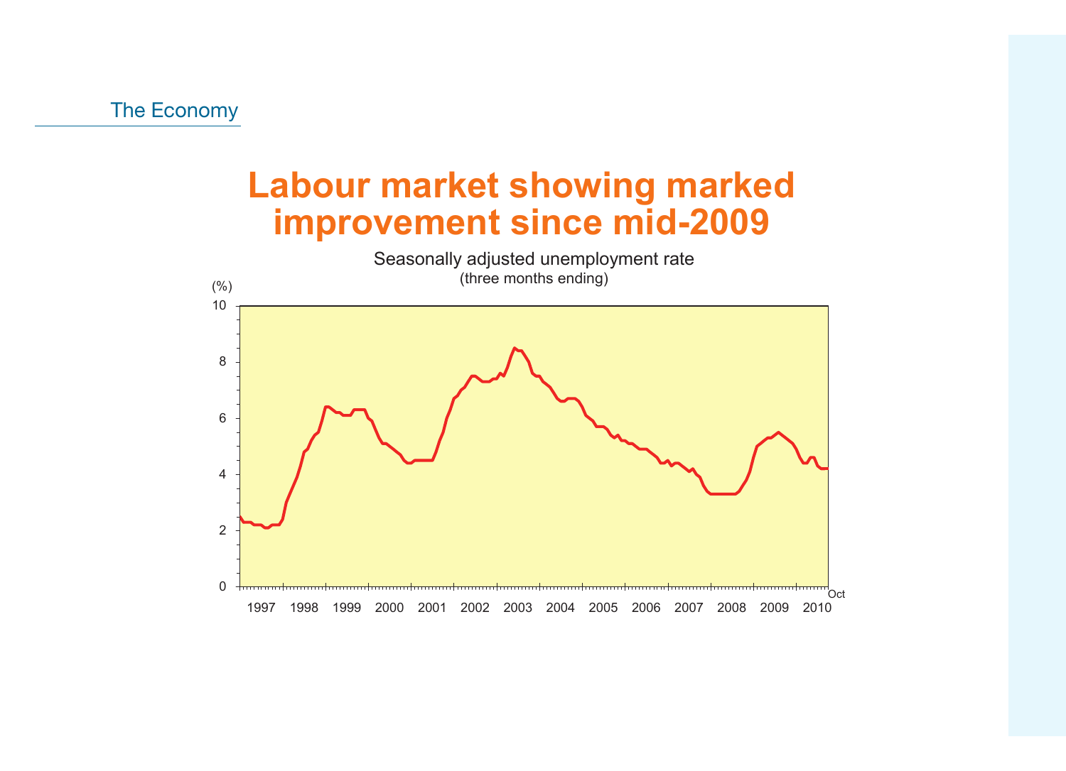The Economy

# Labour market showing marked improvement since mid-2009

Seasonally adjusted unemployment rate
(three months ending)

(%)

10
8
6
4
2
0

1997 1998 1999 2000 2001 2002 2003 2004 2005 2006 2007 2008 2009 2010 Oct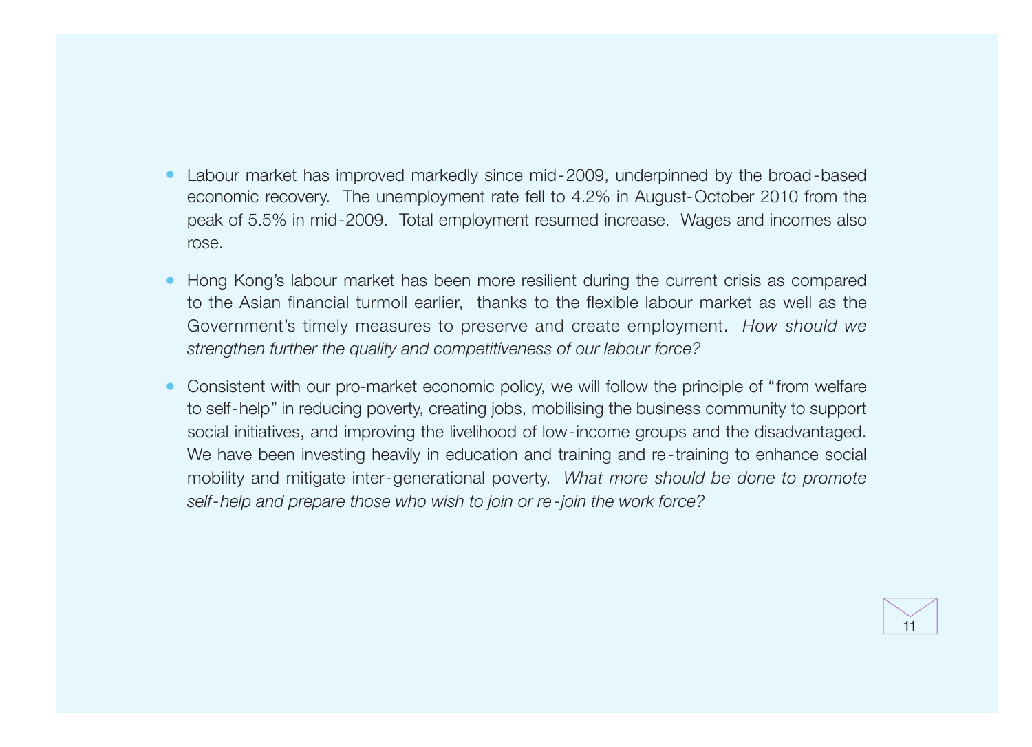- Labour market has improved markedly since mid-2009, underpinned by the broad-based economic recovery. The unemployment rate fell to 4.2% in August-October 2010 from the peak of 5.5% in mid-2009. Total employment resumed increase. Wages and incomes also rose.

- Hong Kong's labour market has been more resilient during the current crisis as compared to the Asian financial turmoil earlier, thanks to the flexible labour market as well as the Government's timely measures to preserve and create employment. *How should we strengthen further the quality and competitiveness of our labour force?*

- Consistent with our pro-market economic policy, we will follow the principle of "from welfare to self-help" in reducing poverty, creating jobs, mobilising the business community to support social initiatives, and improving the livelihood of low-income groups and the disadvantaged. We have been investing heavily in education and training and re-training to enhance social mobility and mitigate inter-generational poverty. *What more should be done to promote self-help and prepare those who wish to join or re-join the work force?*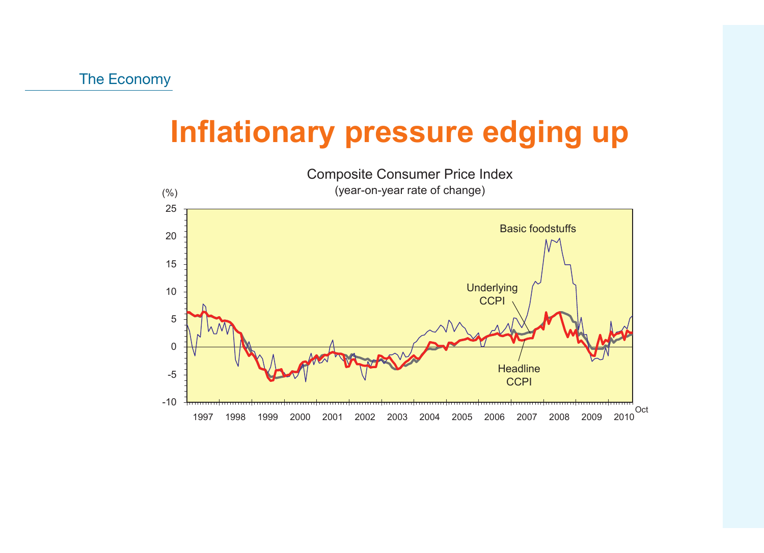# Inflationary pressure edging up

Composite Consumer Price Index

(year-on-year rate of change)

(%)

25

20

15

10

5

0

-5

-10

1997 1998 1999 2000 2001 2002 2003 2004 2005 2006 2007 2008 2009 2010 Oct

Basic foodstuffs

Underlying CCPI

Headline CCPI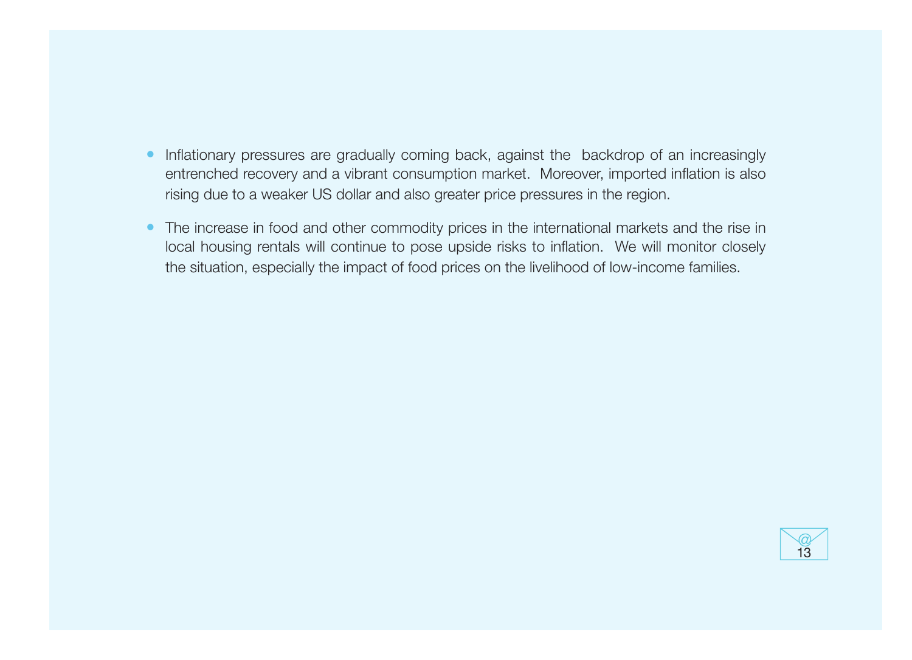- Inflationary pressures are gradually coming back, against the backdrop of an increasingly entrenched recovery and a vibrant consumption market. Moreover, imported inflation is also rising due to a weaker US dollar and also greater price pressures in the region.

- The increase in food and other commodity prices in the international markets and the rise in local housing rentals will continue to pose upside risks to inflation. We will monitor closely the situation, especially the impact of food prices on the livelihood of low-income families.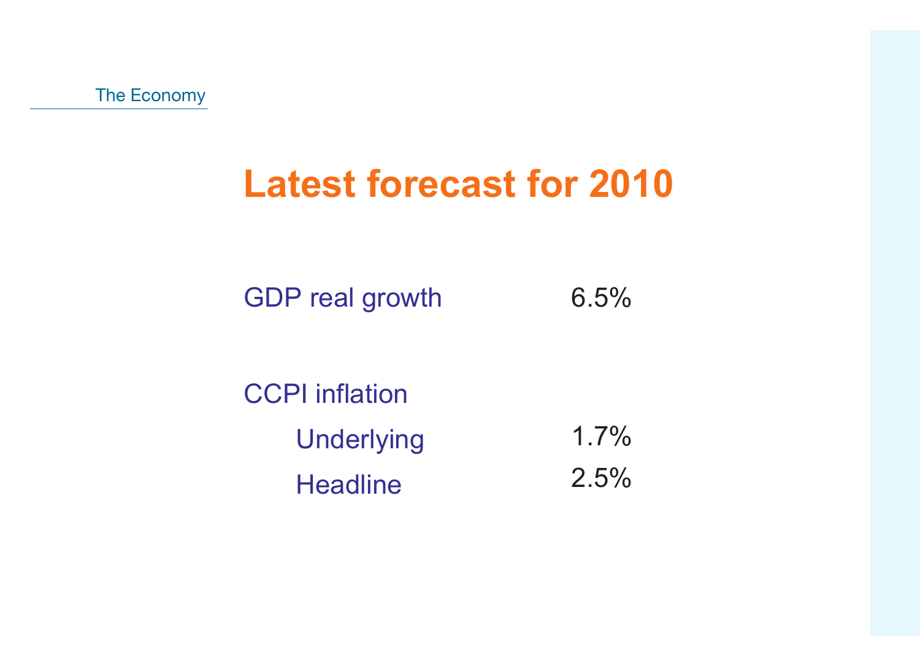The Economy

# Latest forecast for 2010

| | |
|---|---|
| GDP real growth | 6.5% |
| CCPI inflation | |
| Underlying | 1.7% |
| Headline | 2.5% |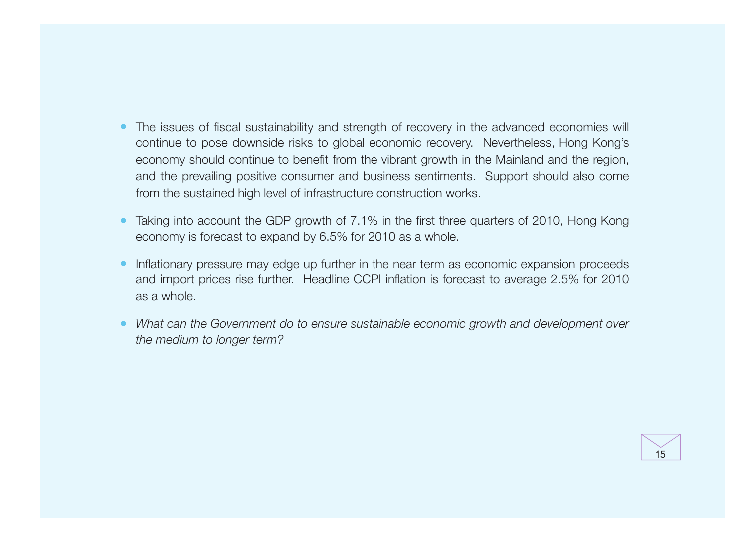- The issues of fiscal sustainability and strength of recovery in the advanced economies will continue to pose downside risks to global economic recovery. Nevertheless, Hong Kong's economy should continue to benefit from the vibrant growth in the Mainland and the region, and the prevailing positive consumer and business sentiments. Support should also come from the sustained high level of infrastructure construction works.

- Taking into account the GDP growth of 7.1% in the first three quarters of 2010, Hong Kong economy is forecast to expand by 6.5% for 2010 as a whole.

- Inflationary pressure may edge up further in the near term as economic expansion proceeds and import prices rise further. Headline CCPI inflation is forecast to average 2.5% for 2010 as a whole.

- *What can the Government do to ensure sustainable economic growth and development over the medium to longer term?*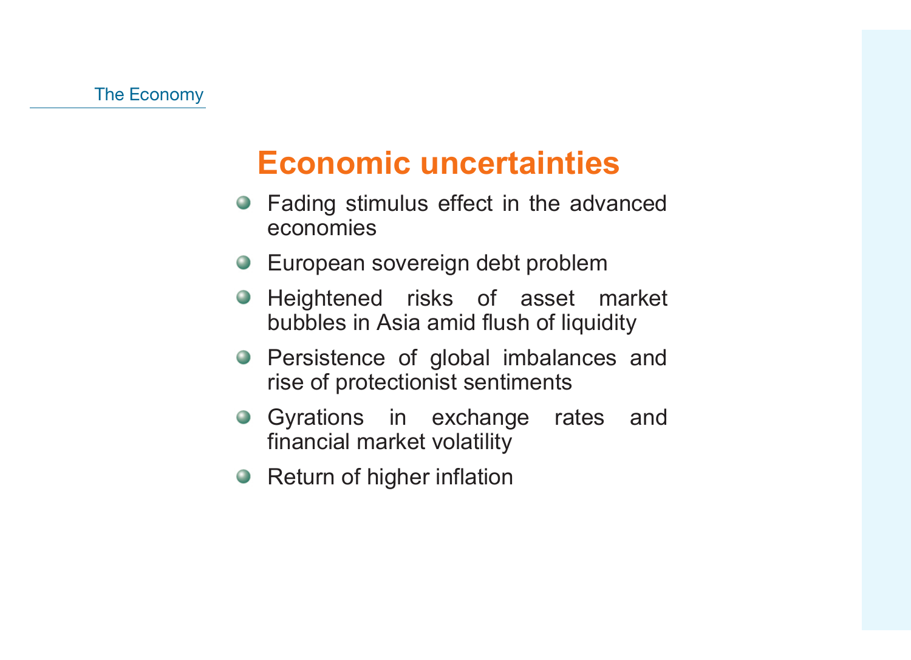## Economic uncertainties

- Fading stimulus effect in the advanced economies
- European sovereign debt problem
- Heightened risks of asset market bubbles in Asia amid flush of liquidity
- Persistence of global imbalances and rise of protectionist sentiments
- Gyrations in exchange rates and financial market volatility
- Return of higher inflation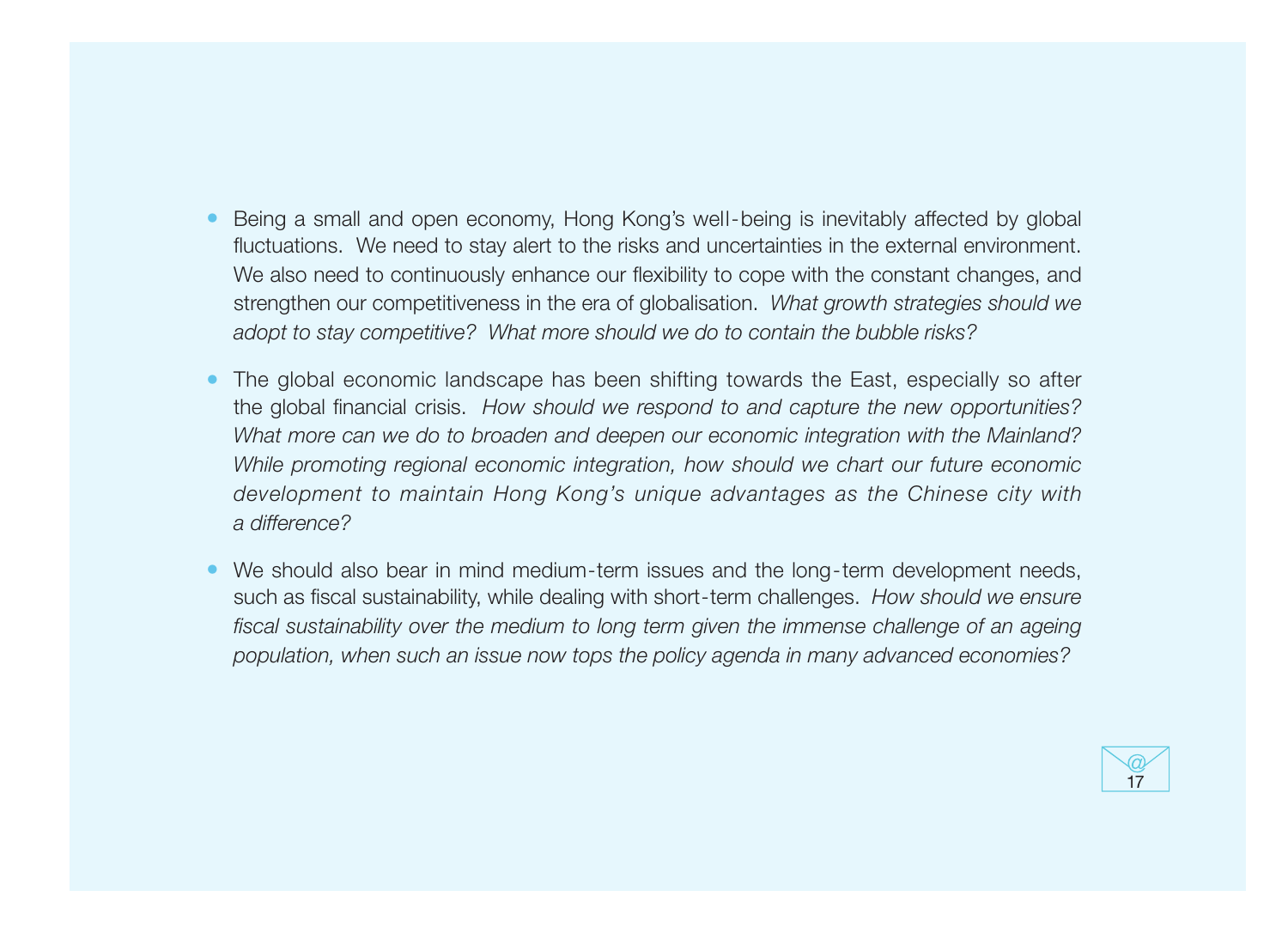- Being a small and open economy, Hong Kong's well-being is inevitably affected by global fluctuations. We need to stay alert to the risks and uncertainties in the external environment. We also need to continuously enhance our flexibility to cope with the constant changes, and strengthen our competitiveness in the era of globalisation. *What growth strategies should we adopt to stay competitive? What more should we do to contain the bubble risks?*

- The global economic landscape has been shifting towards the East, especially so after the global financial crisis. *How should we respond to and capture the new opportunities? What more can we do to broaden and deepen our economic integration with the Mainland? While promoting regional economic integration, how should we chart our future economic development to maintain Hong Kong's unique advantages as the Chinese city with a difference?*

- We should also bear in mind medium-term issues and the long-term development needs, such as fiscal sustainability, while dealing with short-term challenges. *How should we ensure fiscal sustainability over the medium to long term given the immense challenge of an ageing population, when such an issue now tops the policy agenda in many advanced economies?*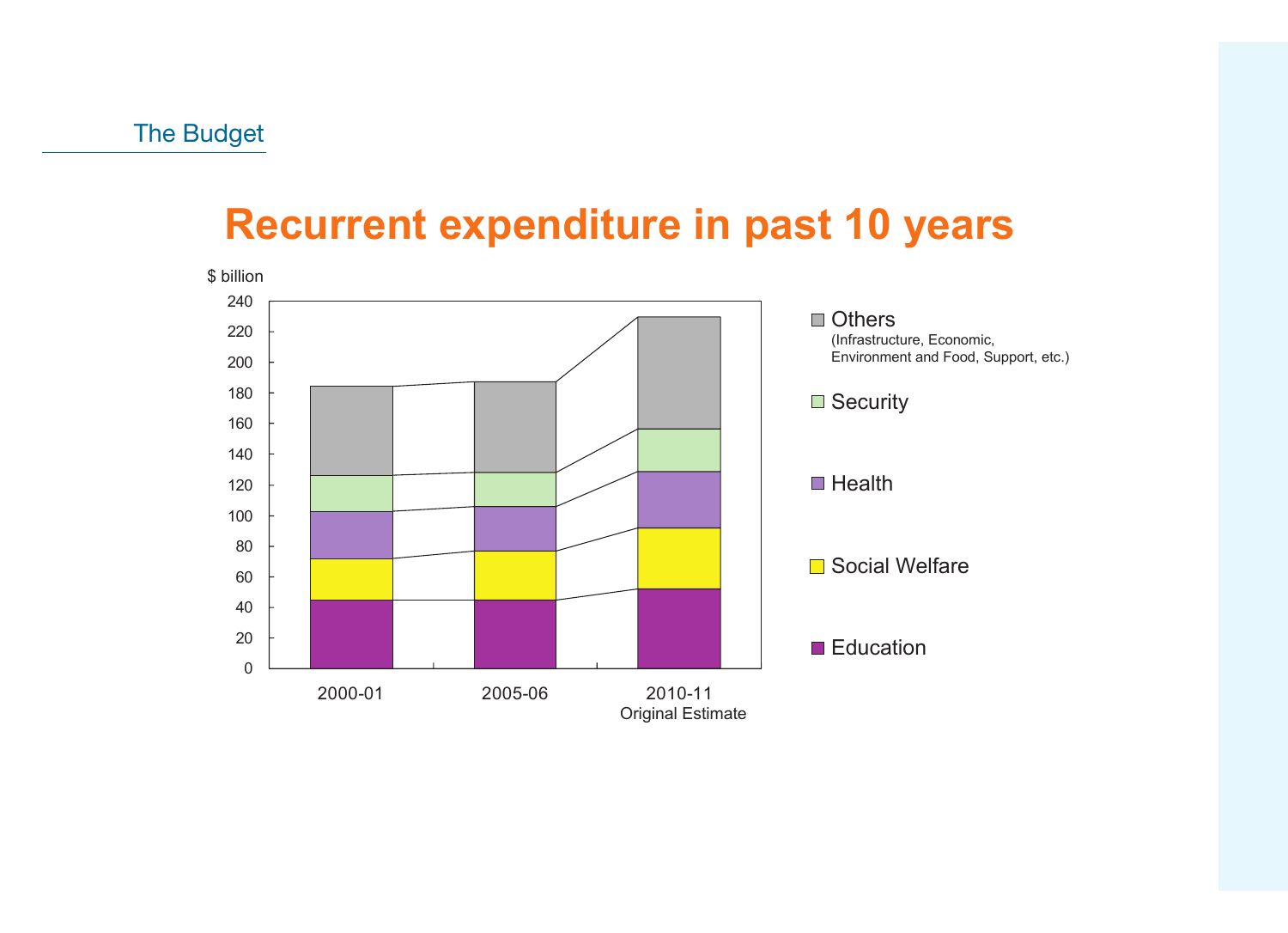# Recurrent expenditure in past 10 years

$ billion

| | 2000-01 | 2005-06 | 2010-11 Original Estimate |
|---|---|---|---|
| Others (Infrastructure, Economic, Environment and Food, Support, etc.) | | | |
| Security | | | |
| Health | | | |
| Social Welfare | | | |
| Education | | | |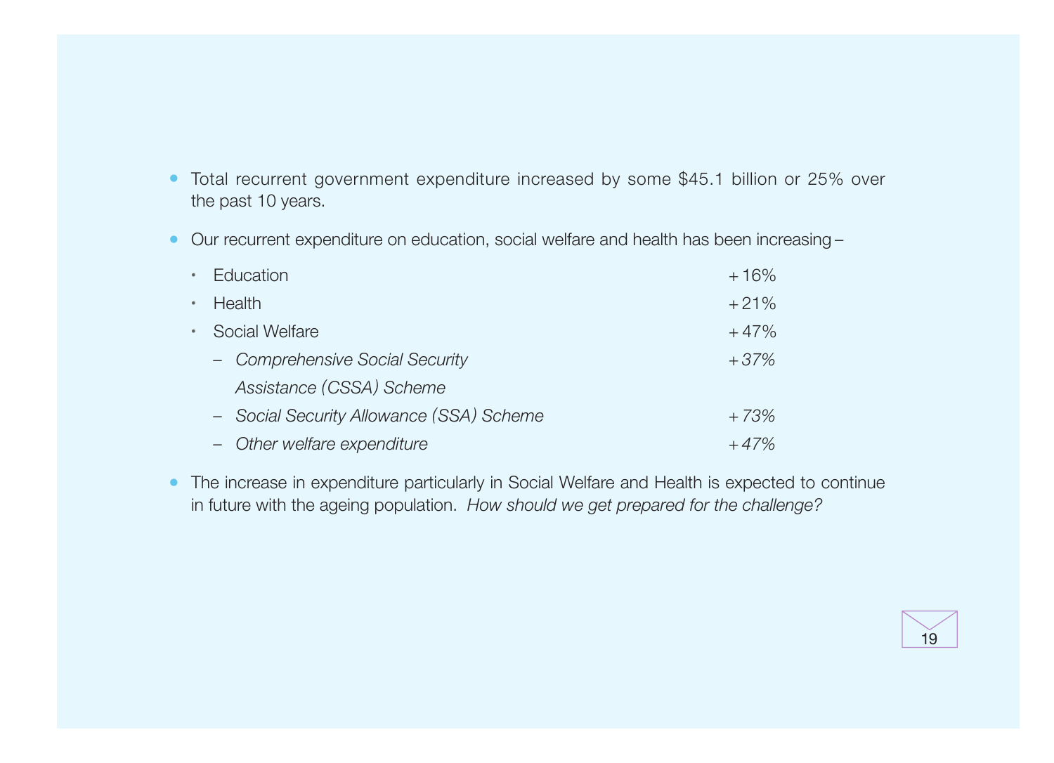- Total recurrent government expenditure increased by some $45.1 billion or 25% over the past 10 years.

- Our recurrent expenditure on education, social welfare and health has been increasing –

| | |
|---|---|
| • Education | +16% |
| • Health | +21% |
| • Social Welfare | +47% |
| – *Comprehensive Social Security Assistance (CSSA) Scheme* | *+37%* |
| – *Social Security Allowance (SSA) Scheme* | *+73%* |
| – *Other welfare expenditure* | *+47%* |

- The increase in expenditure particularly in Social Welfare and Health is expected to continue in future with the ageing population. *How should we get prepared for the challenge?*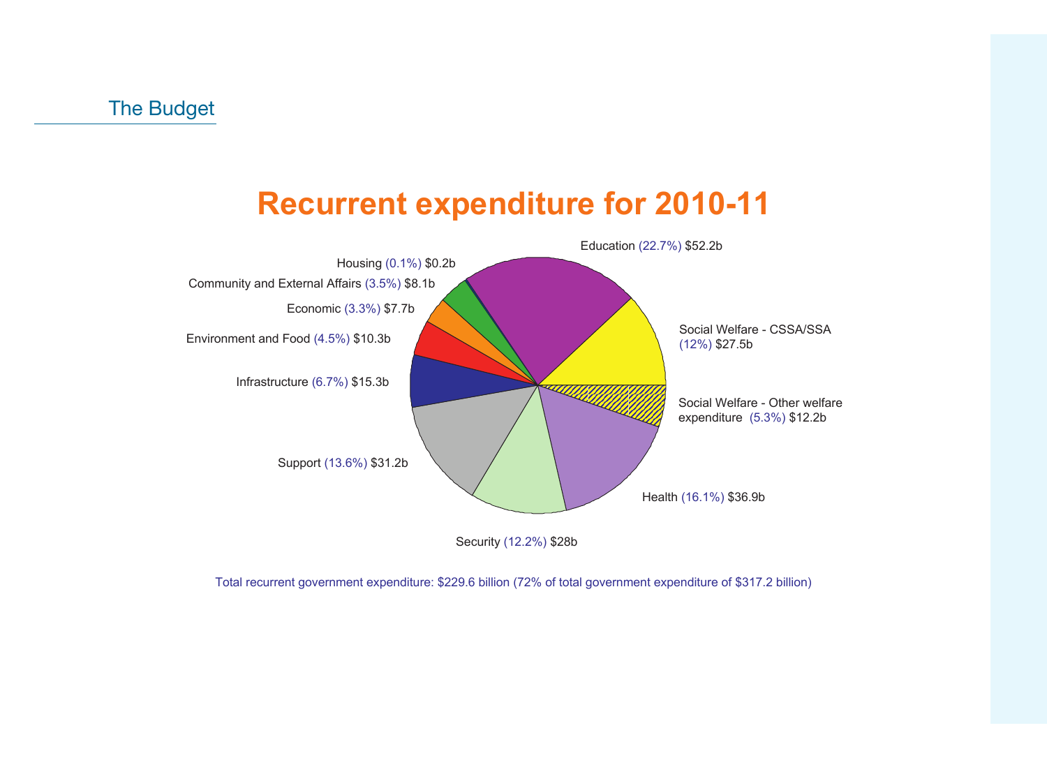# Recurrent expenditure for 2010-11

Education (22.7%) $52.2b

Social Welfare - CSSA/SSA (12%) $27.5b

Social Welfare - Other welfare expenditure (5.3%) $12.2b

Health (16.1%) $36.9b

Security (12.2%) $28b

Support (13.6%) $31.2b

Infrastructure (6.7%) $15.3b

Environment and Food (4.5%) $10.3b

Economic (3.3%) $7.7b

Community and External Affairs (3.5%) $8.1b

Housing (0.1%) $0.2b

Total recurrent government expenditure: $229.6 billion (72% of total government expenditure of $317.2 billion)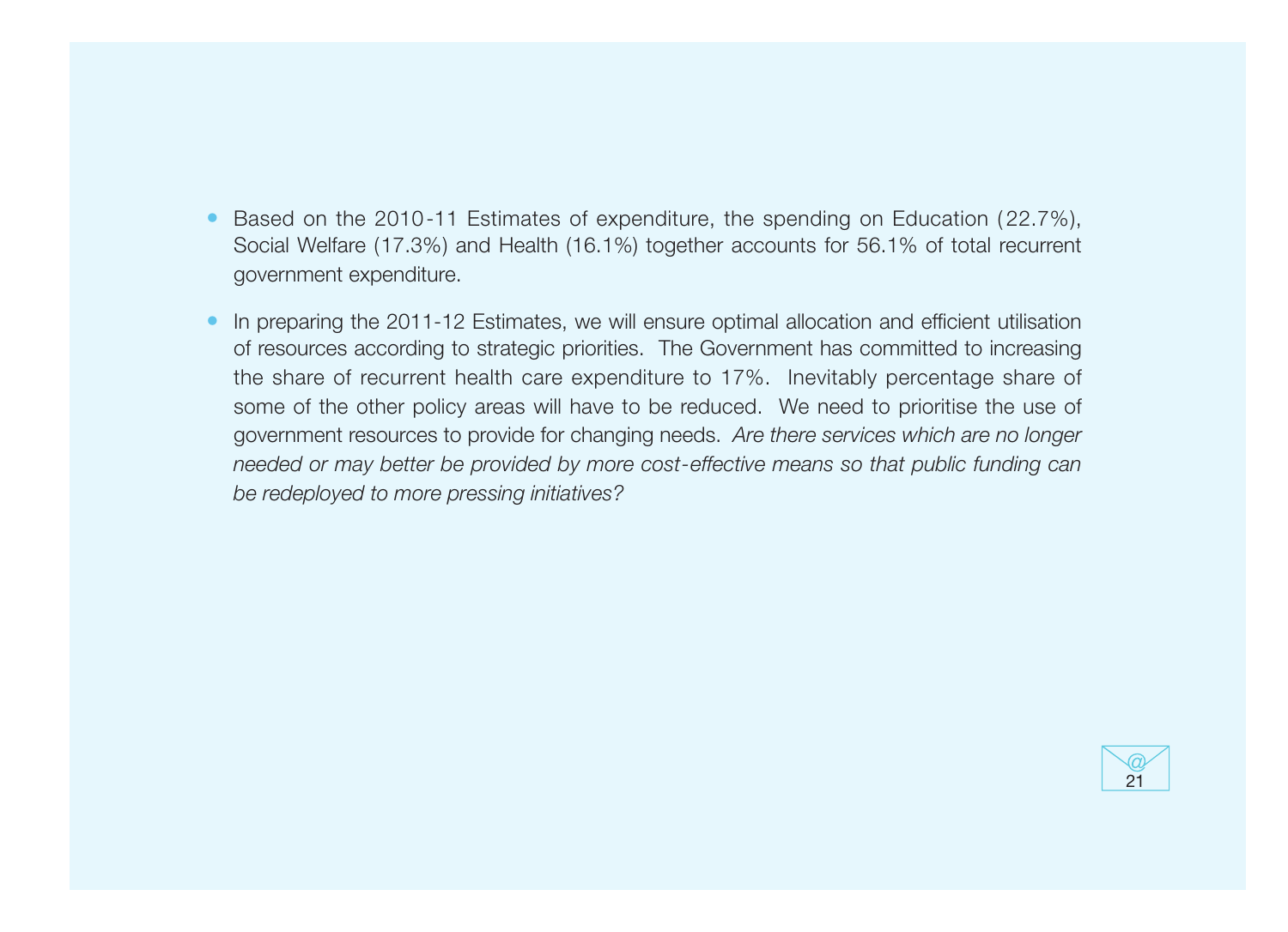- Based on the 2010-11 Estimates of expenditure, the spending on Education (22.7%), Social Welfare (17.3%) and Health (16.1%) together accounts for 56.1% of total recurrent government expenditure.

- In preparing the 2011-12 Estimates, we will ensure optimal allocation and efficient utilisation of resources according to strategic priorities. The Government has committed to increasing the share of recurrent health care expenditure to 17%. Inevitably percentage share of some of the other policy areas will have to be reduced. We need to prioritise the use of government resources to provide for changing needs. *Are there services which are no longer needed or may better be provided by more cost-effective means so that public funding can be redeployed to more pressing initiatives?*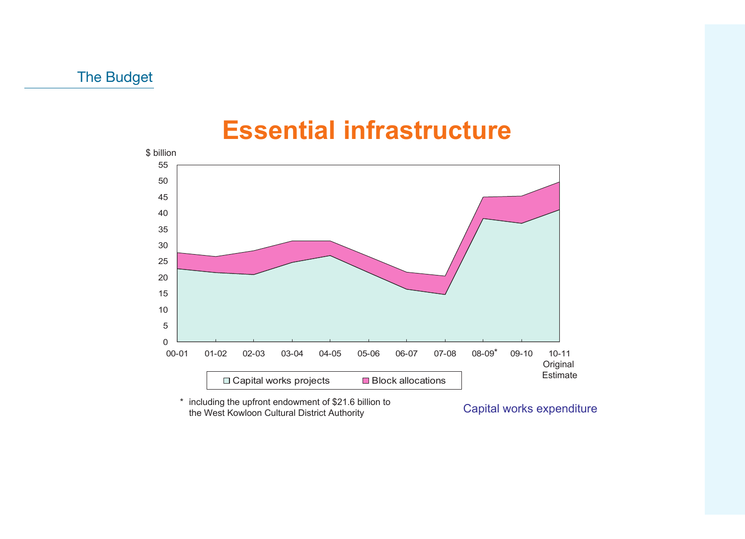# Essential infrastructure

$ billion

| Year | Capital works projects | Block allocations |
|---|---|---|
| 00-01 | | |
| 01-02 | | |
| 02-03 | | |
| 03-04 | | |
| 04-05 | | |
| 05-06 | | |
| 06-07 | | |
| 07-08 | | |
| 08-09* | | |
| 09-10 | | |
| 10-11 Original Estimate | | |

* including the upfront endowment of $21.6 billion to the West Kowloon Cultural District Authority

Capital works expenditure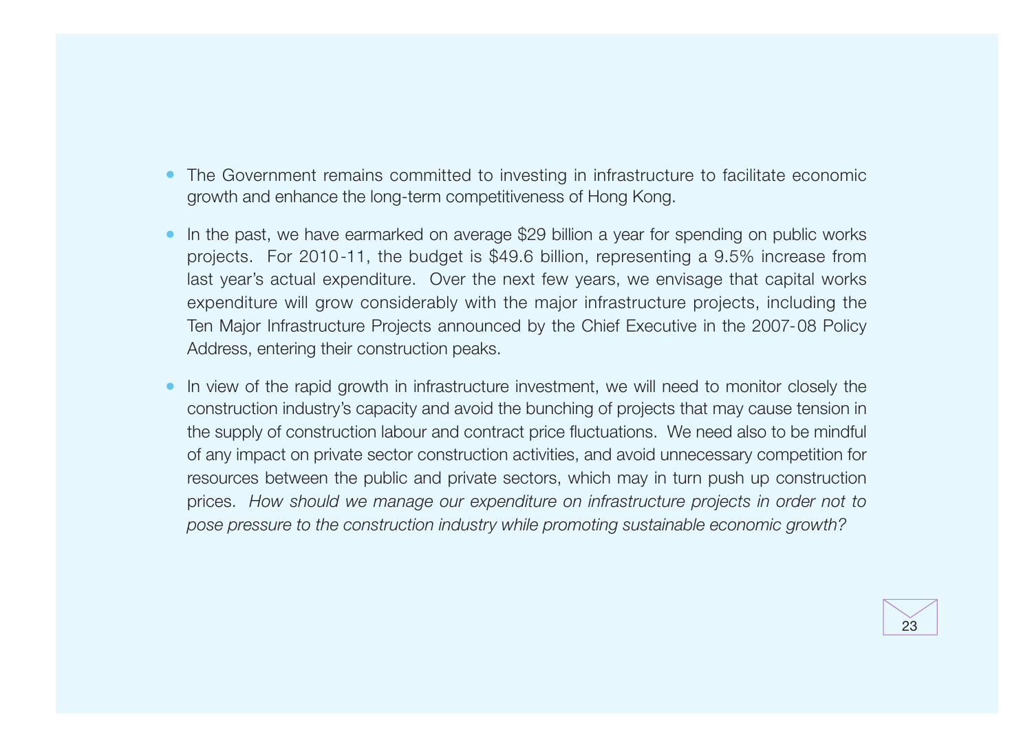- The Government remains committed to investing in infrastructure to facilitate economic growth and enhance the long-term competitiveness of Hong Kong.

- In the past, we have earmarked on average $29 billion a year for spending on public works projects. For 2010-11, the budget is $49.6 billion, representing a 9.5% increase from last year's actual expenditure. Over the next few years, we envisage that capital works expenditure will grow considerably with the major infrastructure projects, including the Ten Major Infrastructure Projects announced by the Chief Executive in the 2007-08 Policy Address, entering their construction peaks.

- In view of the rapid growth in infrastructure investment, we will need to monitor closely the construction industry's capacity and avoid the bunching of projects that may cause tension in the supply of construction labour and contract price fluctuations. We need also to be mindful of any impact on private sector construction activities, and avoid unnecessary competition for resources between the public and private sectors, which may in turn push up construction prices. *How should we manage our expenditure on infrastructure projects in order not to pose pressure to the construction industry while promoting sustainable economic growth?*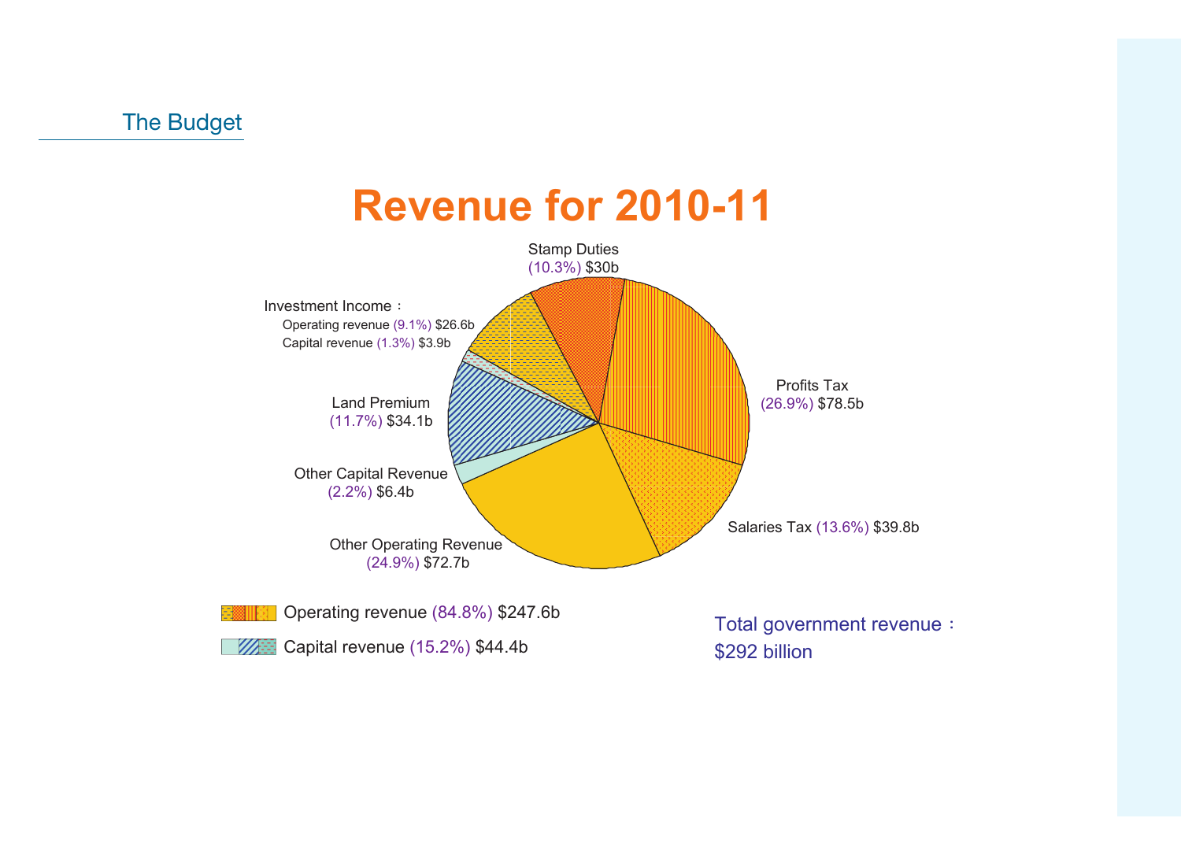The Budget

# Revenue for 2010-11

Stamp Duties (10.3%) $30b

Investment Income：
Operating revenue (9.1%) $26.6b
Capital revenue (1.3%) $3.9b

Profits Tax (26.9%) $78.5b

Land Premium (11.7%) $34.1b

Other Capital Revenue (2.2%) $6.4b

Salaries Tax (13.6%) $39.8b

Other Operating Revenue (24.9%) $72.7b

Operating revenue (84.8%) $247.6b

Capital revenue (15.2%) $44.4b

Total government revenue：
$292 billion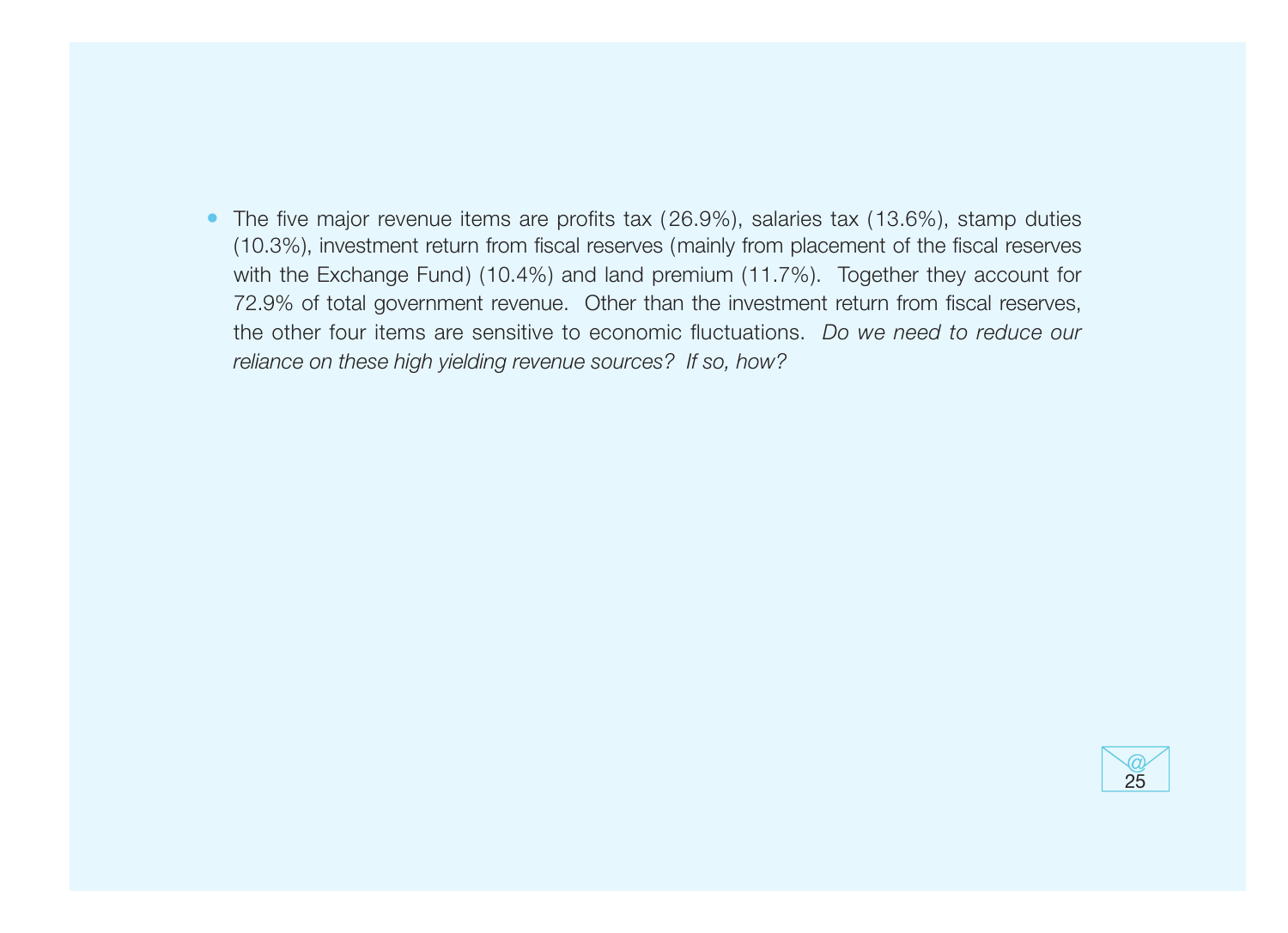- The five major revenue items are profits tax (26.9%), salaries tax (13.6%), stamp duties (10.3%), investment return from fiscal reserves (mainly from placement of the fiscal reserves with the Exchange Fund) (10.4%) and land premium (11.7%). Together they account for 72.9% of total government revenue. Other than the investment return from fiscal reserves, the other four items are sensitive to economic fluctuations. *Do we need to reduce our reliance on these high yielding revenue sources? If so, how?*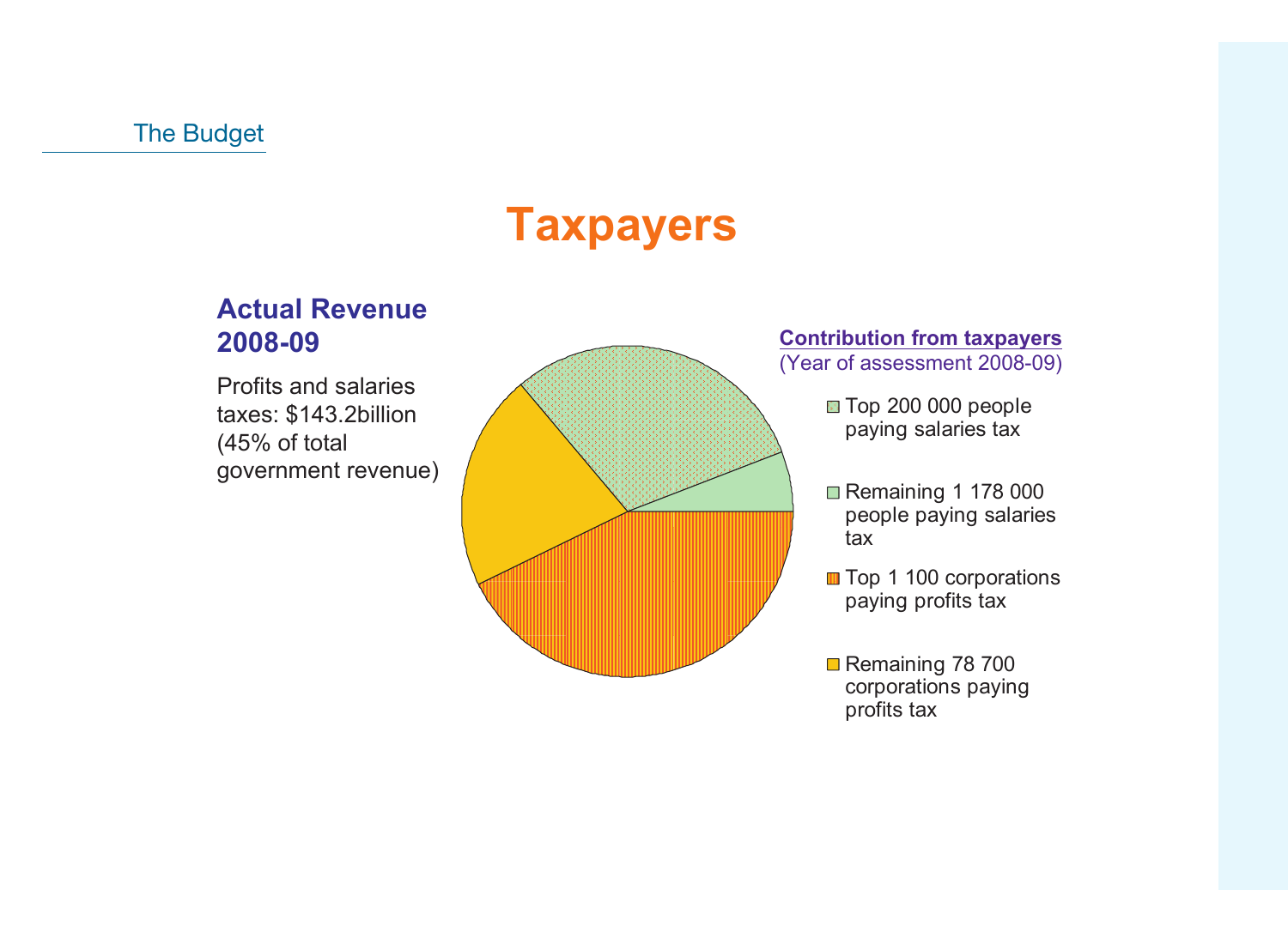# Taxpayers

## Actual Revenue 2008-09

Profits and salaries taxes: $143.2billion (45% of total government revenue)

**Contribution from taxpayers**
(Year of assessment 2008-09)

- Top 200 000 people paying salaries tax
- Remaining 1 178 000 people paying salaries tax
- Top 1 100 corporations paying profits tax
- Remaining 78 700 corporations paying profits tax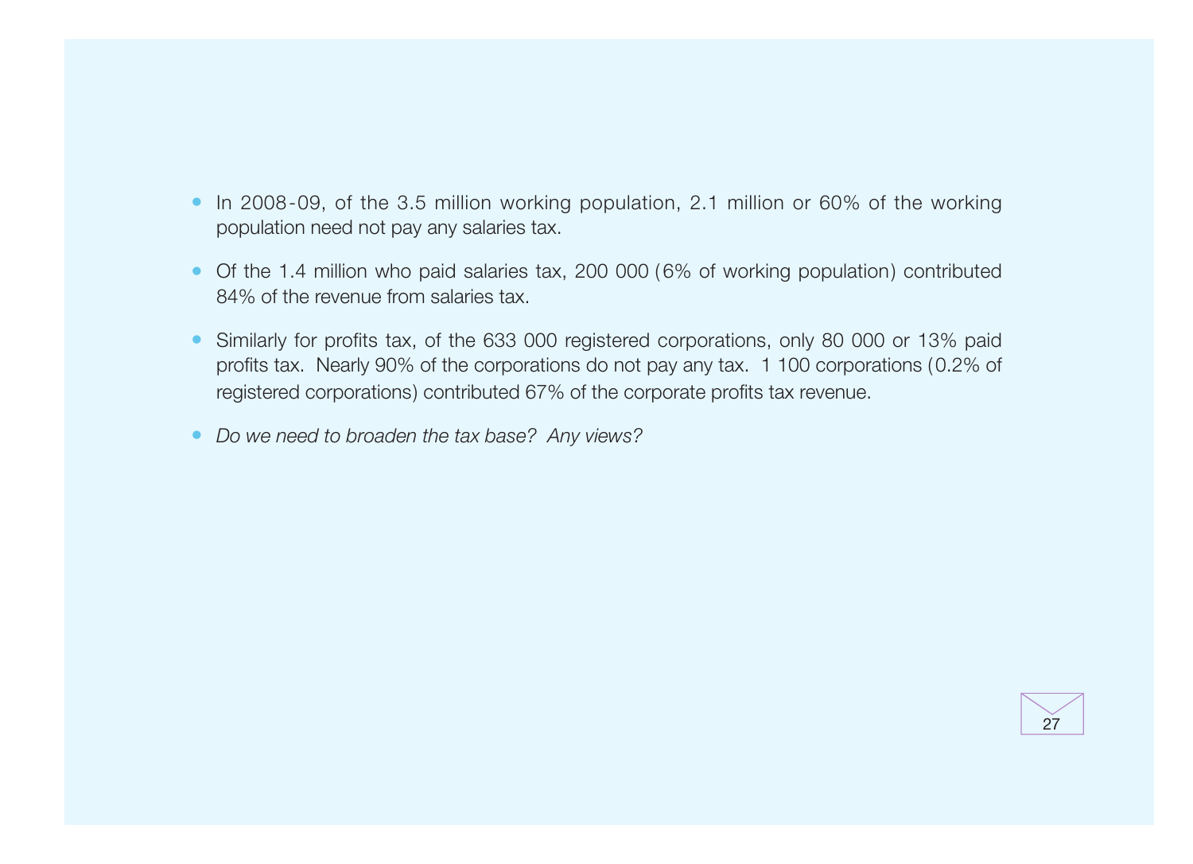- In 2008-09, of the 3.5 million working population, 2.1 million or 60% of the working population need not pay any salaries tax.
- Of the 1.4 million who paid salaries tax, 200 000 (6% of working population) contributed 84% of the revenue from salaries tax.
- Similarly for profits tax, of the 633 000 registered corporations, only 80 000 or 13% paid profits tax. Nearly 90% of the corporations do not pay any tax. 1 100 corporations (0.2% of registered corporations) contributed 67% of the corporate profits tax revenue.
- *Do we need to broaden the tax base? Any views?*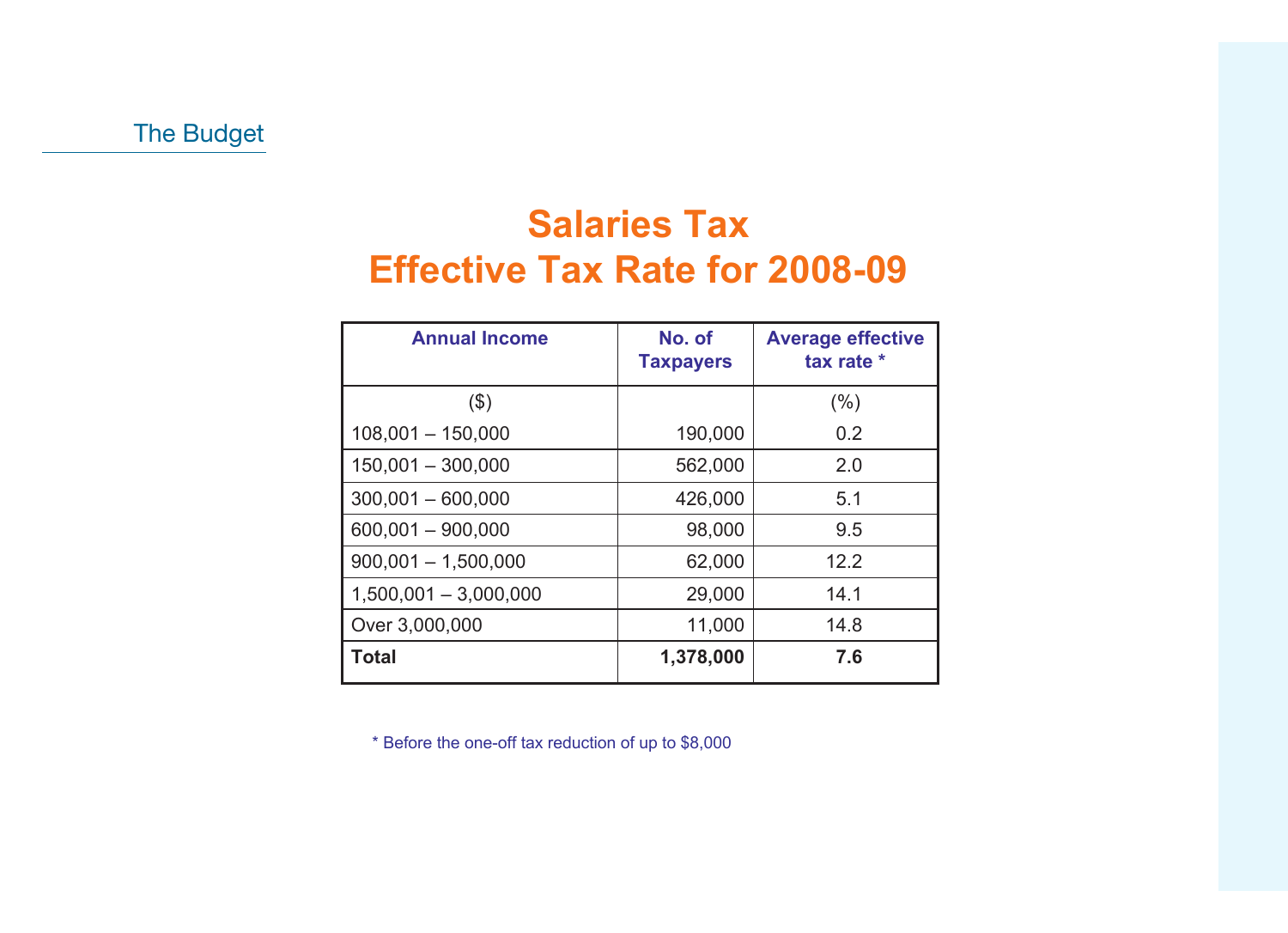# Salaries Tax
# Effective Tax Rate for 2008-09

| Annual Income | No. of Taxpayers | Average effective tax rate * |
|---|---|---|
| ($) | | (%) |
| 108,001 – 150,000 | 190,000 | 0.2 |
| 150,001 – 300,000 | 562,000 | 2.0 |
| 300,001 – 600,000 | 426,000 | 5.1 |
| 600,001 – 900,000 | 98,000 | 9.5 |
| 900,001 – 1,500,000 | 62,000 | 12.2 |
| 1,500,001 – 3,000,000 | 29,000 | 14.1 |
| Over 3,000,000 | 11,000 | 14.8 |
| **Total** | **1,378,000** | **7.6** |

* Before the one-off tax reduction of up to $8,000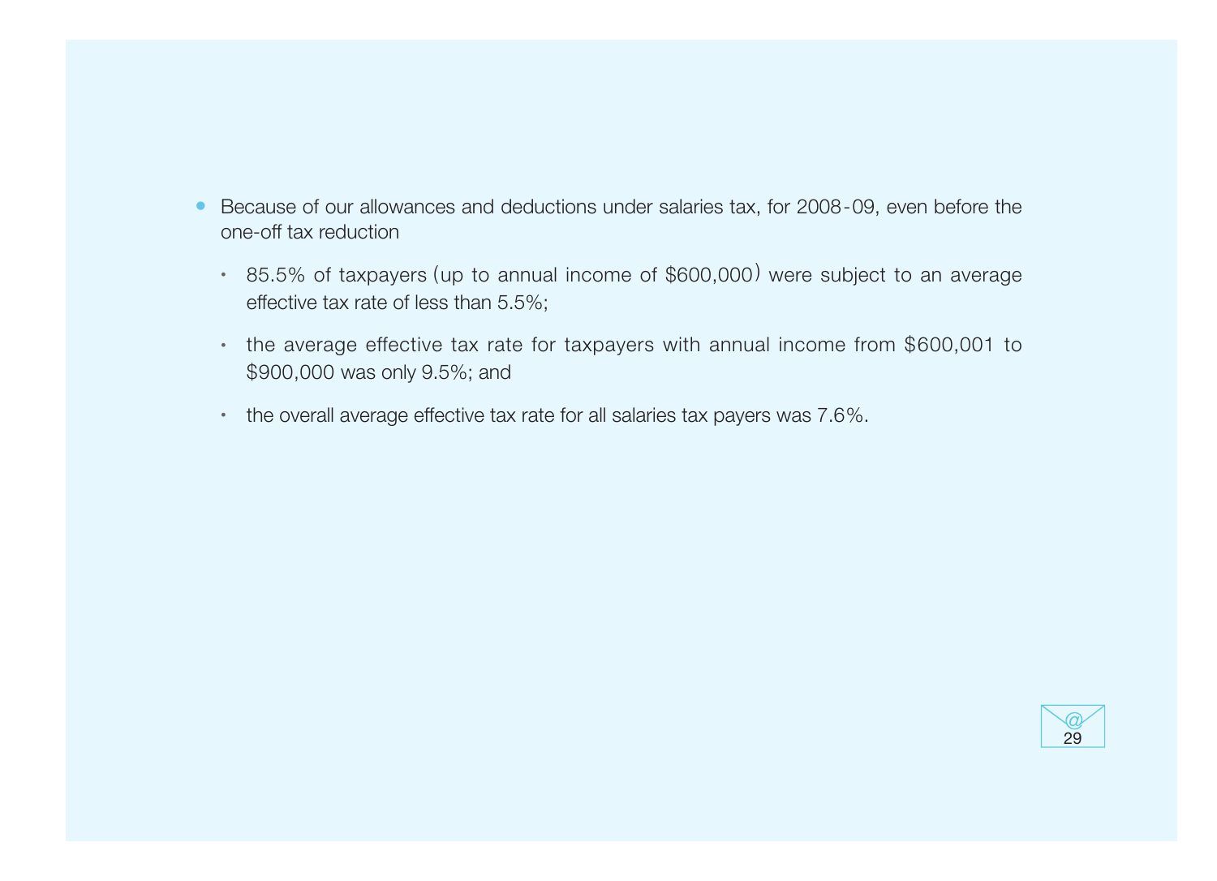- Because of our allowances and deductions under salaries tax, for 2008-09, even before the one-off tax reduction

  - 85.5% of taxpayers (up to annual income of $600,000) were subject to an average effective tax rate of less than 5.5%;

  - the average effective tax rate for taxpayers with annual income from $600,001 to $900,000 was only 9.5%; and

  - the overall average effective tax rate for all salaries tax payers was 7.6%.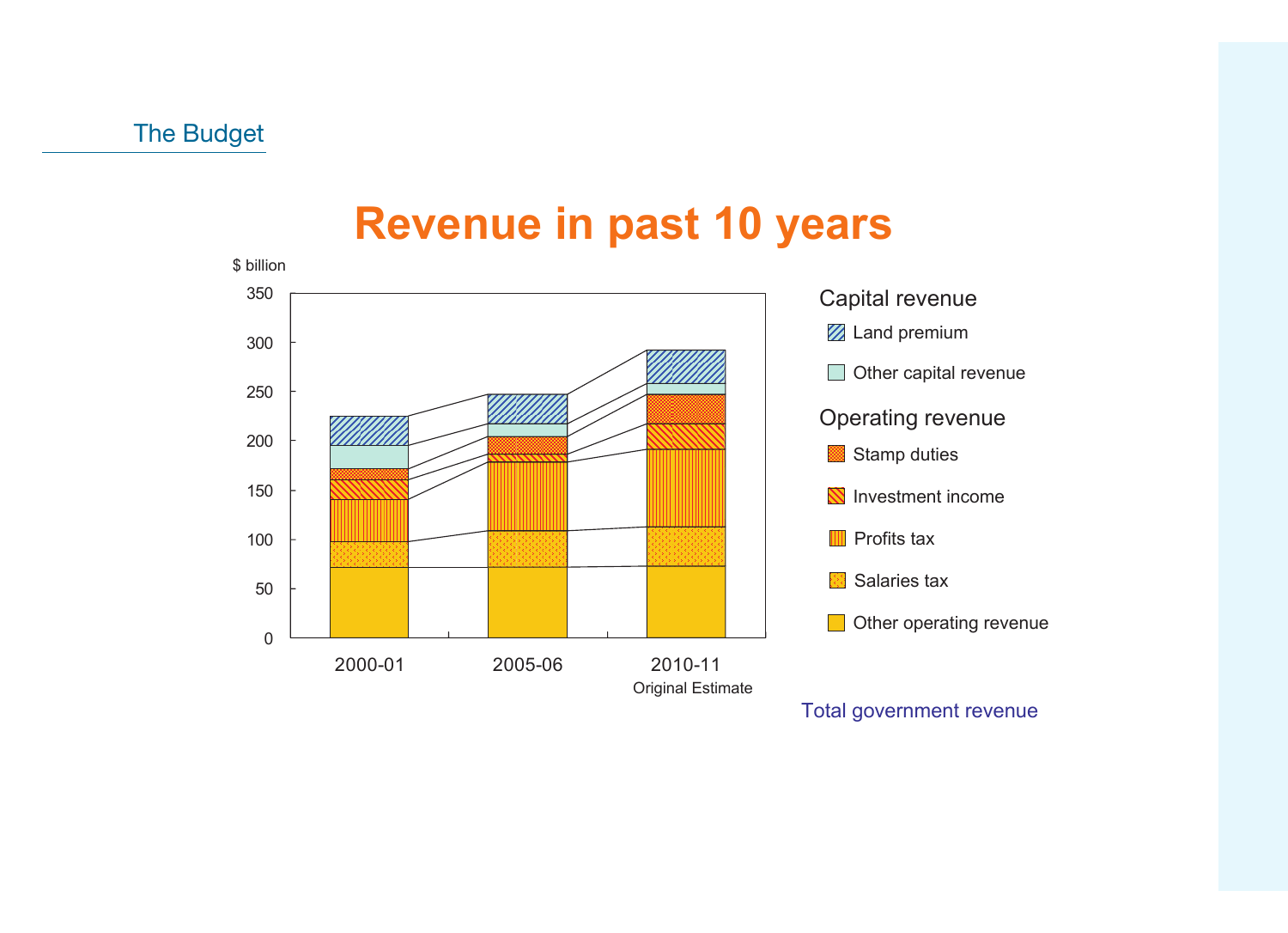# Revenue in past 10 years

$ billion

350
300
250
200
150
100
50
0

2000-01
2005-06
2010-11
Original Estimate

**Capital revenue**

- Land premium
- Other capital revenue

**Operating revenue**

- Stamp duties
- Investment income
- Profits tax
- Salaries tax
- Other operating revenue

Total government revenue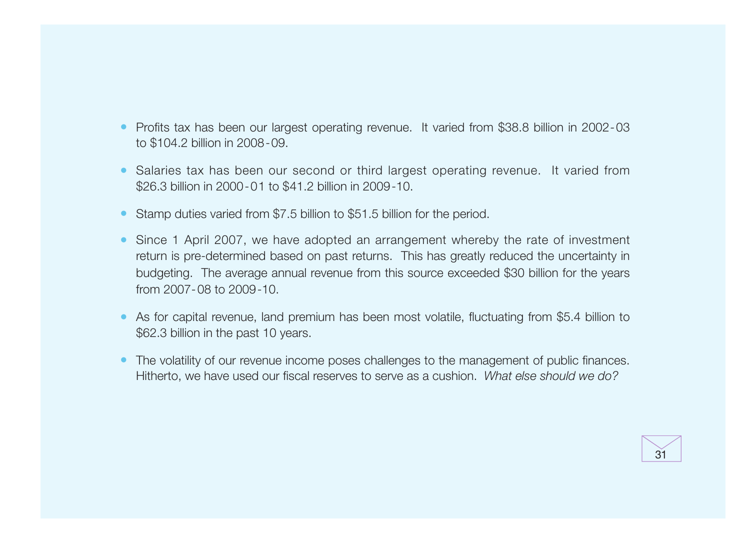- Profits tax has been our largest operating revenue. It varied from $38.8 billion in 2002-03 to $104.2 billion in 2008-09.
- Salaries tax has been our second or third largest operating revenue. It varied from $26.3 billion in 2000-01 to $41.2 billion in 2009-10.
- Stamp duties varied from $7.5 billion to $51.5 billion for the period.
- Since 1 April 2007, we have adopted an arrangement whereby the rate of investment return is pre-determined based on past returns. This has greatly reduced the uncertainty in budgeting. The average annual revenue from this source exceeded $30 billion for the years from 2007-08 to 2009-10.
- As for capital revenue, land premium has been most volatile, fluctuating from $5.4 billion to $62.3 billion in the past 10 years.
- The volatility of our revenue income poses challenges to the management of public finances. Hitherto, we have used our fiscal reserves to serve as a cushion. *What else should we do?*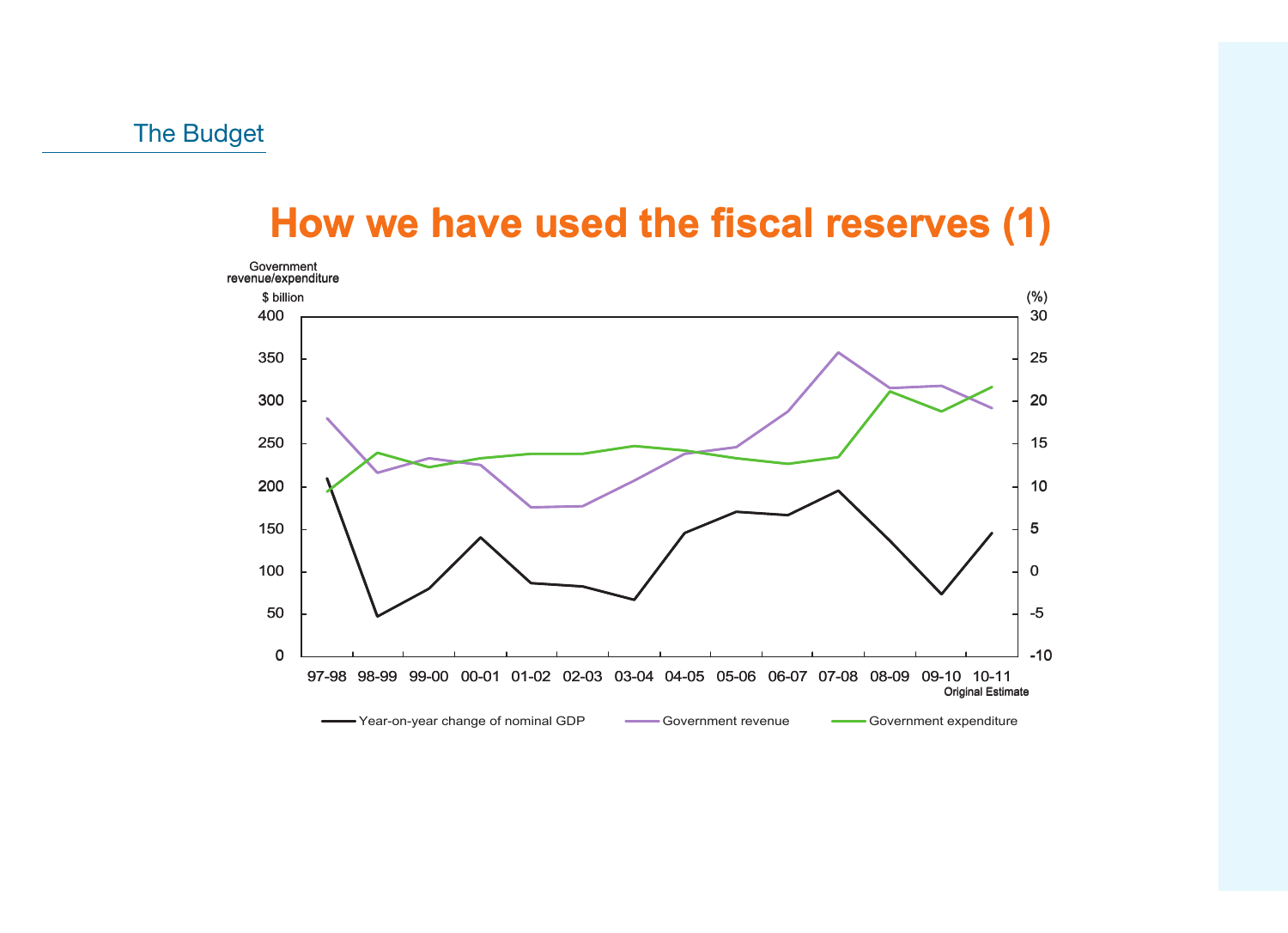The Budget

# How we have used the fiscal reserves (1)

Government revenue/expenditure

$ billion

(%)

400 | 350 | 300 | 250 | 200 | 150 | 100 | 50 | 0

30 | 25 | 20 | 15 | 10 | 5 | 0 | -5 | -10

97-98 98-99 99-00 00-01 01-02 02-03 03-04 04-05 05-06 06-07 07-08 08-09 09-10 10-11 Original Estimate

Year-on-year change of nominal GDP — Government revenue — Government expenditure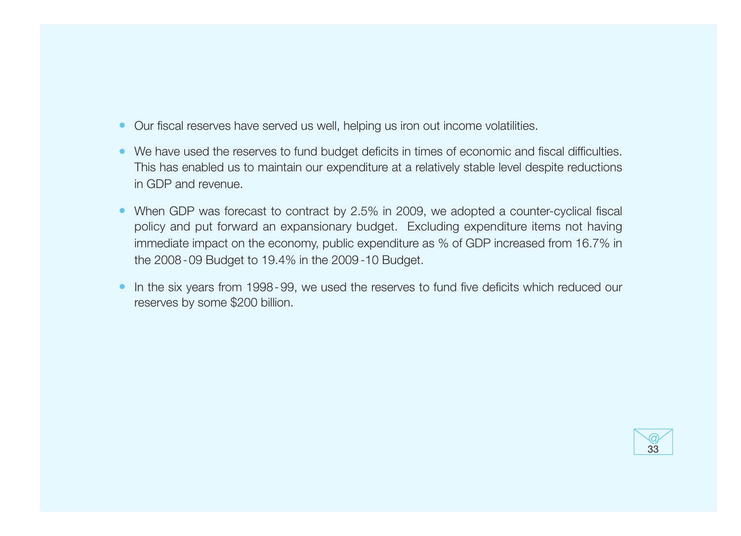- Our fiscal reserves have served us well, helping us iron out income volatilities.
- We have used the reserves to fund budget deficits in times of economic and fiscal difficulties. This has enabled us to maintain our expenditure at a relatively stable level despite reductions in GDP and revenue.
- When GDP was forecast to contract by 2.5% in 2009, we adopted a counter-cyclical fiscal policy and put forward an expansionary budget. Excluding expenditure items not having immediate impact on the economy, public expenditure as % of GDP increased from 16.7% in the 2008-09 Budget to 19.4% in the 2009-10 Budget.
- In the six years from 1998-99, we used the reserves to fund five deficits which reduced our reserves by some $200 billion.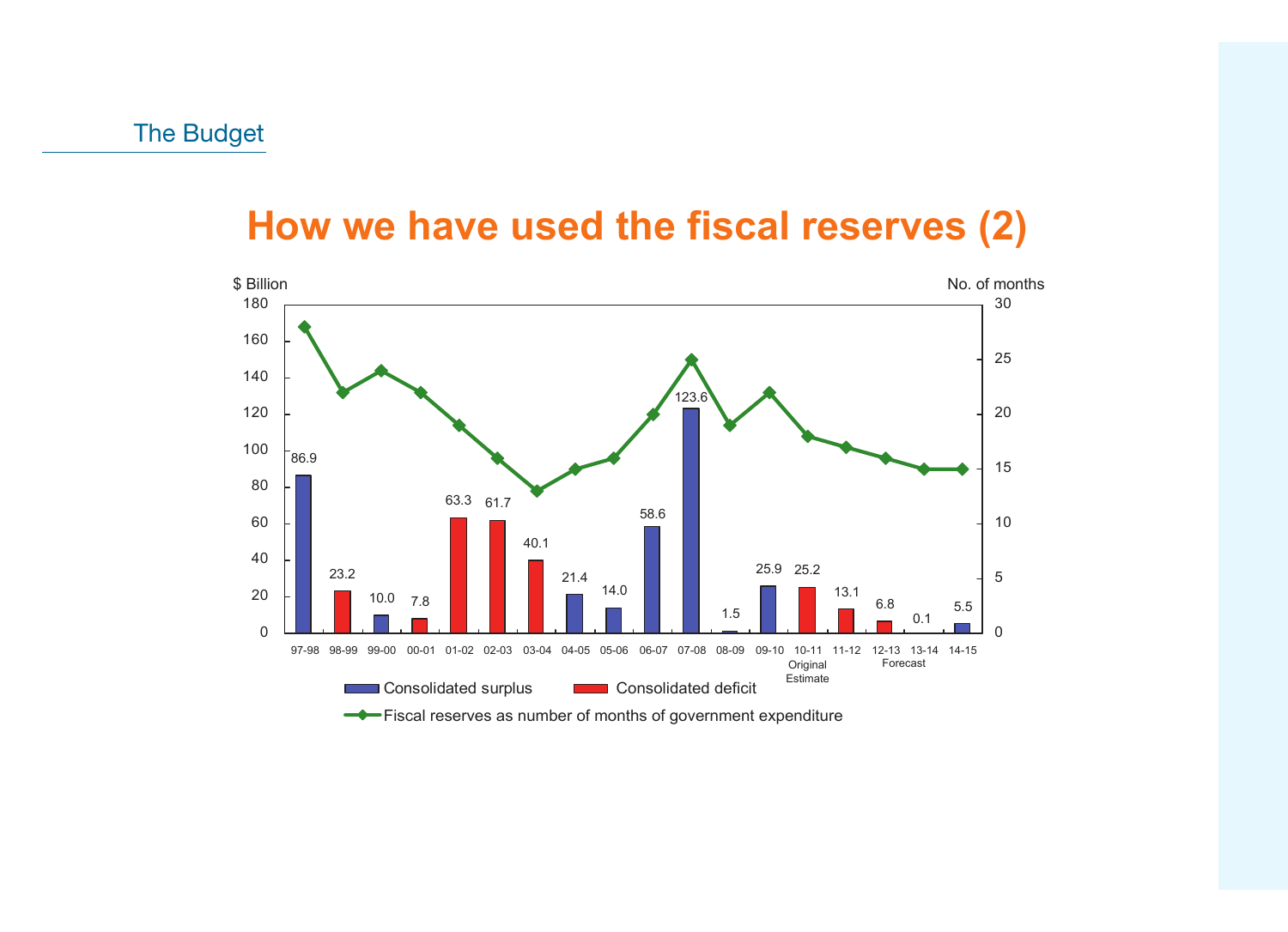# How we have used the fiscal reserves (2)

| Year | Consolidated surplus ($ Billion) | Consolidated deficit ($ Billion) |
|---|---|---|
| 97-98 | 86.9 | |
| 98-99 | | 23.2 |
| 99-00 | 10.0 | |
| 00-01 | | 7.8 |
| 01-02 | | 63.3 |
| 02-03 | | 61.7 |
| 03-04 | | 40.1 |
| 04-05 | 21.4 | |
| 05-06 | 14.0 | |
| 06-07 | 58.6 | |
| 07-08 | 123.6 | |
| 08-09 | 1.5 | |
| 09-10 | 25.9 | |
| 10-11 Original Estimate | | 25.2 |
| 11-12 | | 13.1 |
| 12-13 | | 6.8 |
| 13-14 | 0.1 | |
| 14-15 (Forecast) | 5.5 | |

Legend: Consolidated surplus; Consolidated deficit; Fiscal reserves as number of months of government expenditure

Left axis: $ Billion (0–180). Right axis: No. of months (0–30).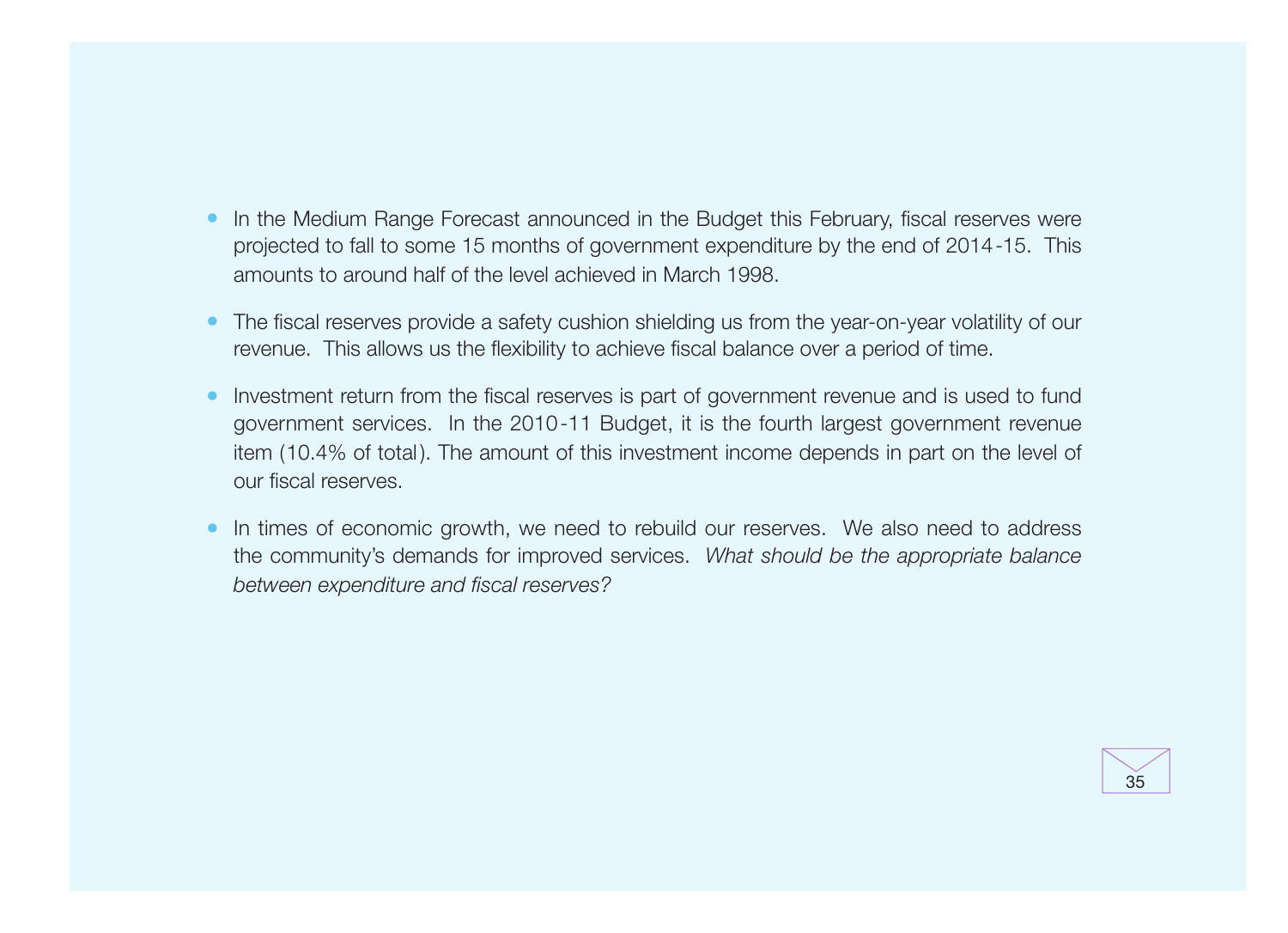- In the Medium Range Forecast announced in the Budget this February, fiscal reserves were projected to fall to some 15 months of government expenditure by the end of 2014-15. This amounts to around half of the level achieved in March 1998.
- The fiscal reserves provide a safety cushion shielding us from the year-on-year volatility of our revenue. This allows us the flexibility to achieve fiscal balance over a period of time.
- Investment return from the fiscal reserves is part of government revenue and is used to fund government services. In the 2010-11 Budget, it is the fourth largest government revenue item (10.4% of total). The amount of this investment income depends in part on the level of our fiscal reserves.
- In times of economic growth, we need to rebuild our reserves. We also need to address the community's demands for improved services. *What should be the appropriate balance between expenditure and fiscal reserves?*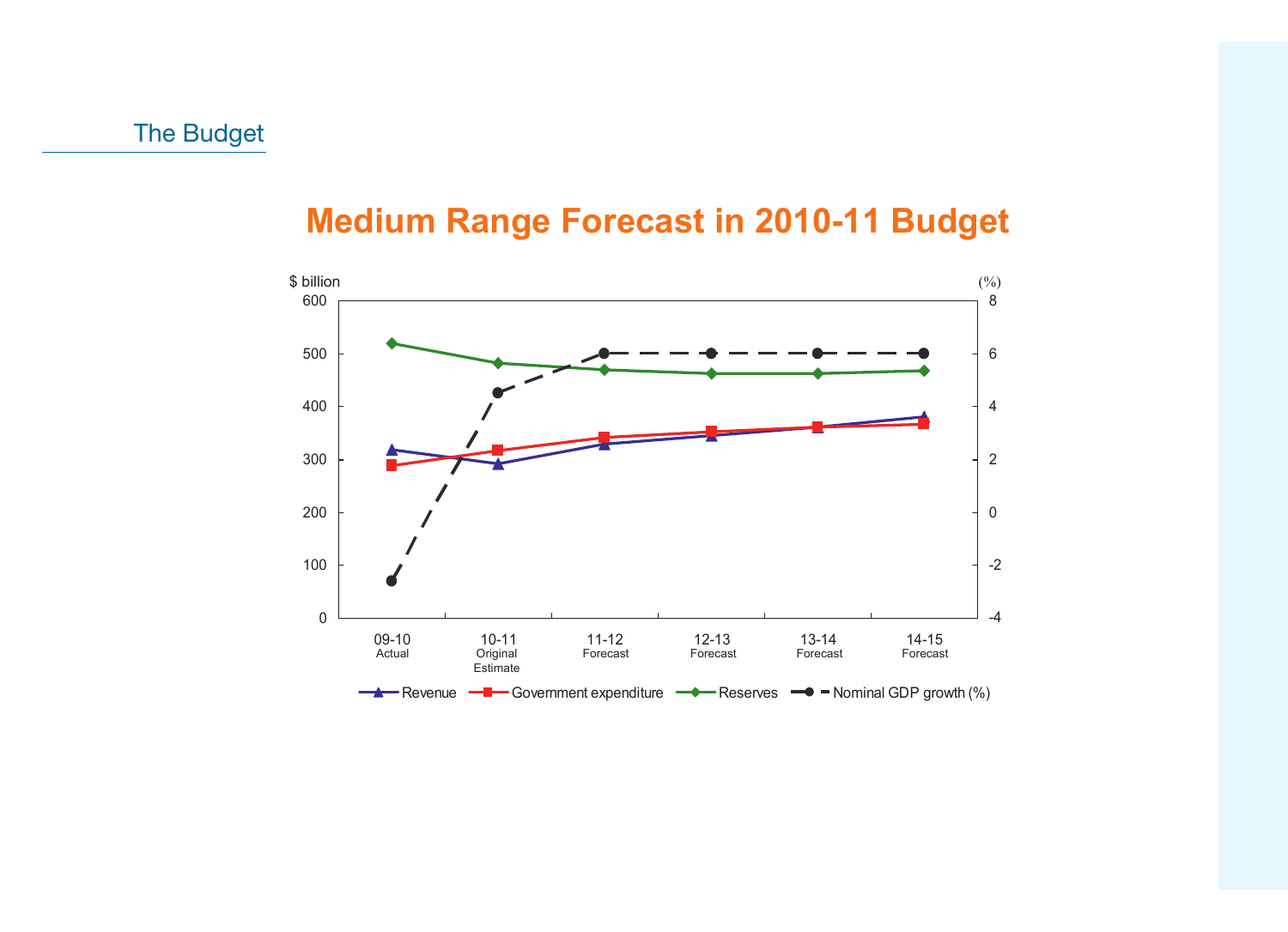# Medium Range Forecast in 2010-11 Budget

$ billion (%)

| | 09-10 Actual | 10-11 Original Estimate | 11-12 Forecast | 12-13 Forecast | 13-14 Forecast | 14-15 Forecast |
|---|---|---|---|---|---|---|

Revenue — Government expenditure — Reserves — Nominal GDP growth (%)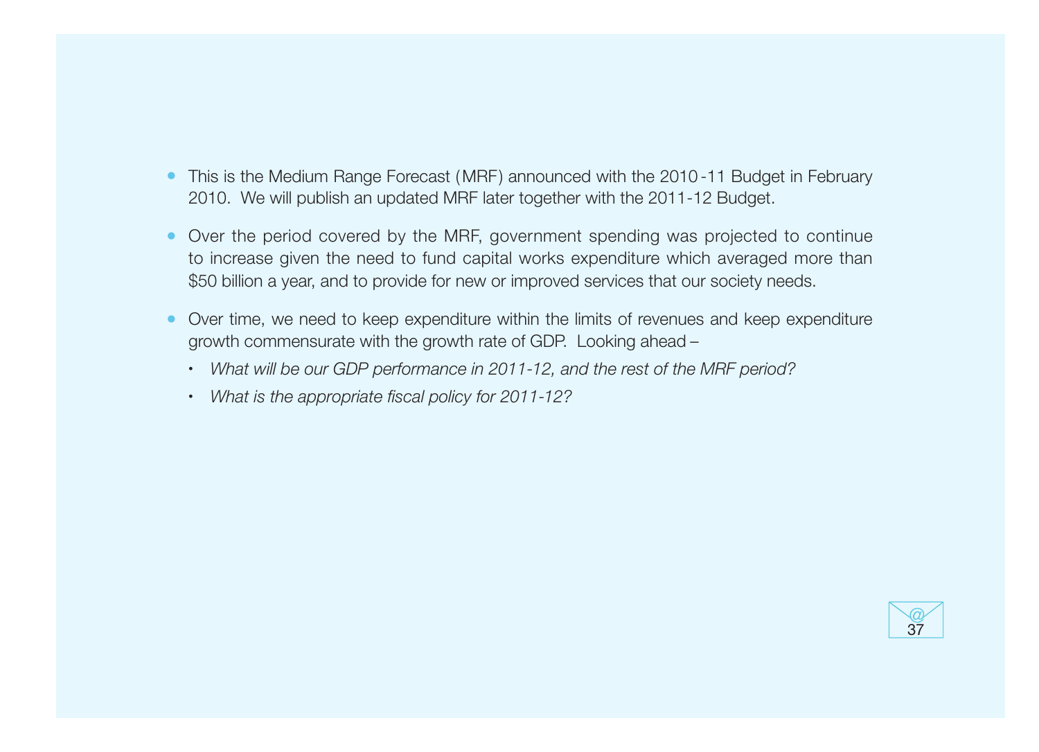- This is the Medium Range Forecast (MRF) announced with the 2010-11 Budget in February 2010. We will publish an updated MRF later together with the 2011-12 Budget.

- Over the period covered by the MRF, government spending was projected to continue to increase given the need to fund capital works expenditure which averaged more than $50 billion a year, and to provide for new or improved services that our society needs.

- Over time, we need to keep expenditure within the limits of revenues and keep expenditure growth commensurate with the growth rate of GDP. Looking ahead –
  - *What will be our GDP performance in 2011-12, and the rest of the MRF period?*
  - *What is the appropriate fiscal policy for 2011-12?*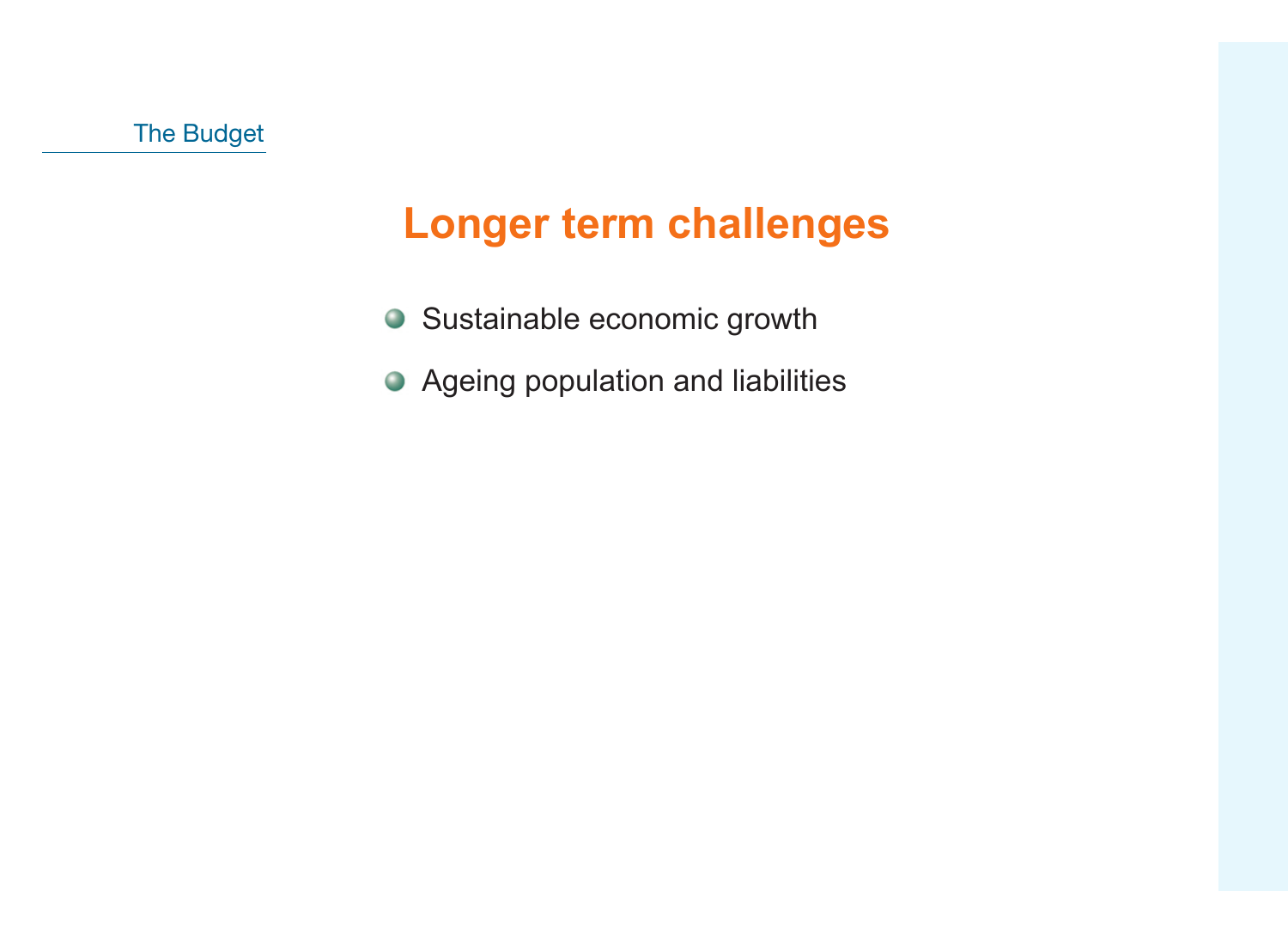# Longer term challenges

- Sustainable economic growth
- Ageing population and liabilities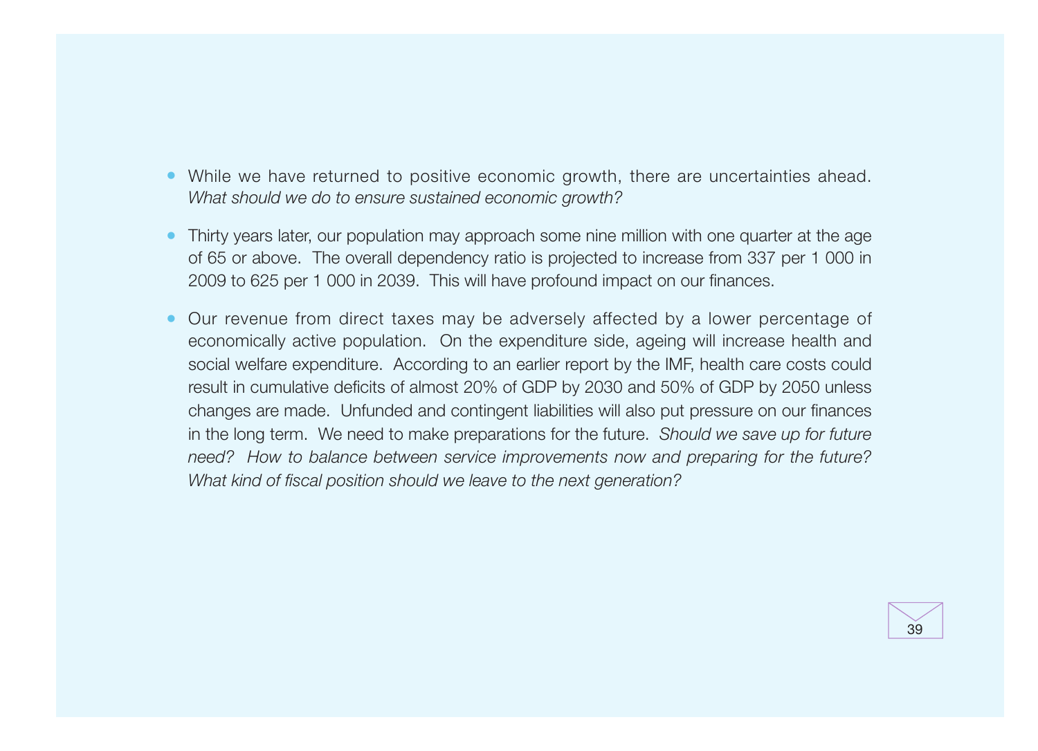- While we have returned to positive economic growth, there are uncertainties ahead. *What should we do to ensure sustained economic growth?*

- Thirty years later, our population may approach some nine million with one quarter at the age of 65 or above. The overall dependency ratio is projected to increase from 337 per 1 000 in 2009 to 625 per 1 000 in 2039. This will have profound impact on our finances.

- Our revenue from direct taxes may be adversely affected by a lower percentage of economically active population. On the expenditure side, ageing will increase health and social welfare expenditure. According to an earlier report by the IMF, health care costs could result in cumulative deficits of almost 20% of GDP by 2030 and 50% of GDP by 2050 unless changes are made. Unfunded and contingent liabilities will also put pressure on our finances in the long term. We need to make preparations for the future. *Should we save up for future need? How to balance between service improvements now and preparing for the future? What kind of fiscal position should we leave to the next generation?*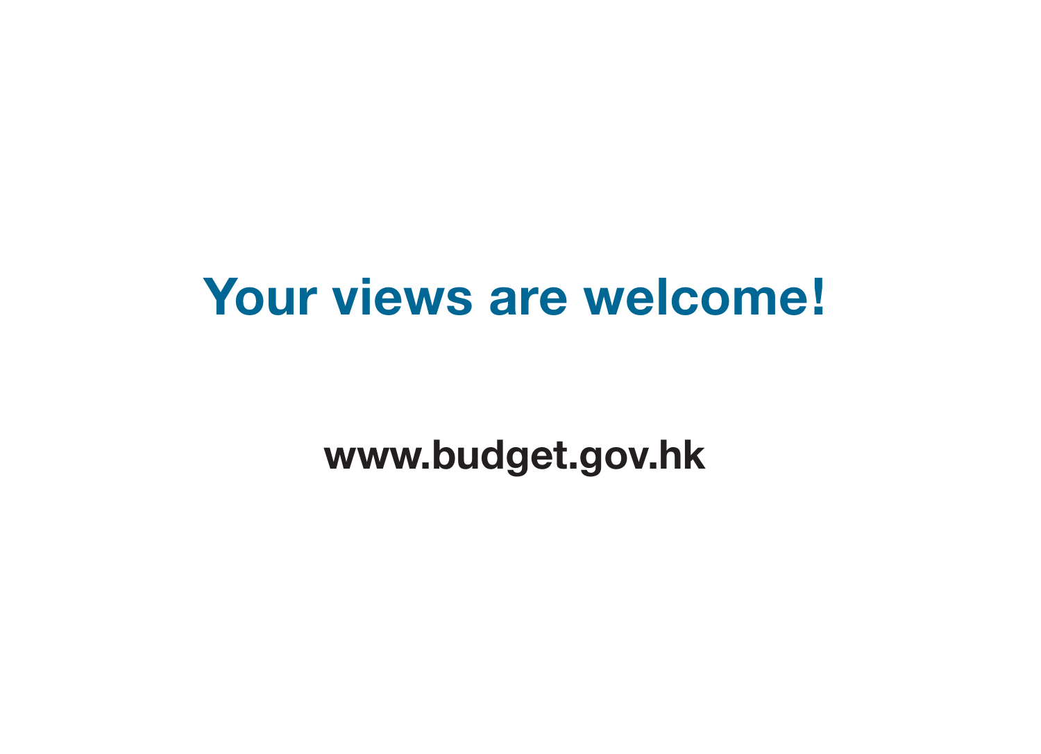# Your views are welcome!

**www.budget.gov.hk**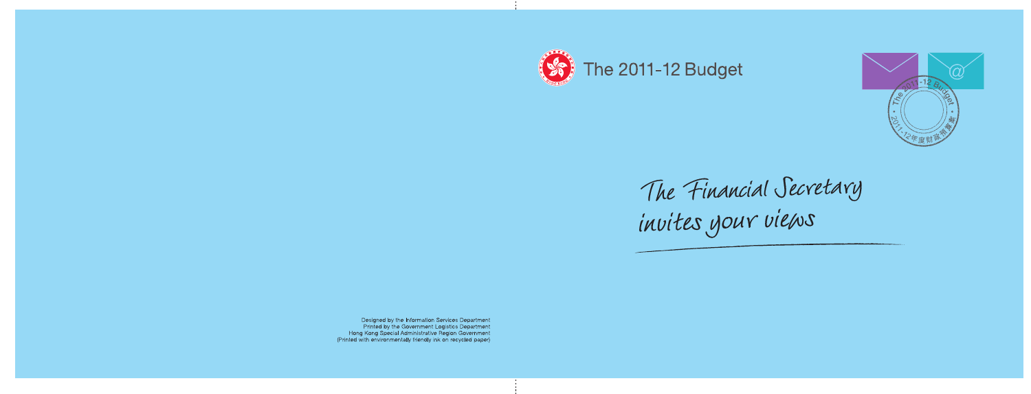Designed by the Information Services Department
Printed by the Government Logistics Department
Hong Kong Special Administrative Region Government
(Printed with environmentally friendly ink on recycled paper)

# The 2011-12 Budget

The 2011-12 Budget • 2011-12年度財政預算案 •

## The Financial Secretary invites your views